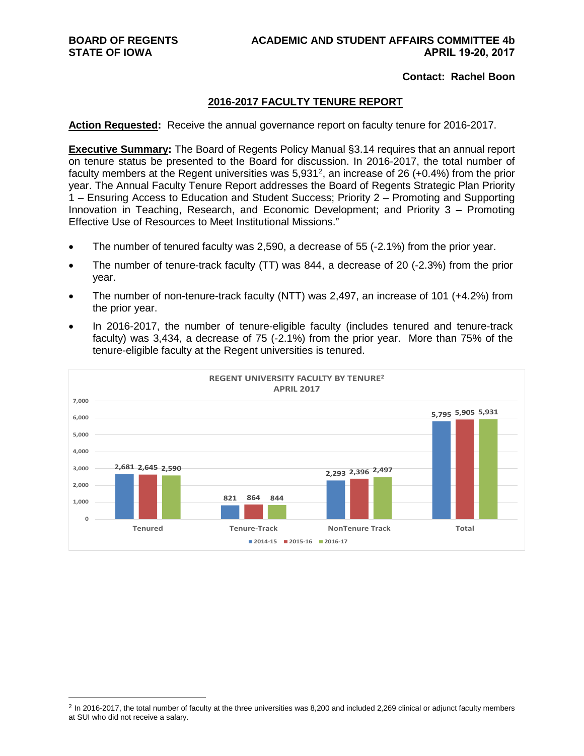**BOARD OF REGENTS**
**STATE OF IOWA**

**ACADEMIC AND STUDENT AFFAIRS COMMITTEE 4b**
**APRIL 19-20, 2017**

**Contact: Rachel Boon**

## 2016-2017 FACULTY TENURE REPORT

**Action Requested:** Receive the annual governance report on faculty tenure for 2016-2017.

**Executive Summary:** The Board of Regents Policy Manual §3.14 requires that an annual report on tenure status be presented to the Board for discussion. In 2016-2017, the total number of faculty members at the Regent universities was 5,931[2], an increase of 26 (+0.4%) from the prior year. The Annual Faculty Tenure Report addresses the Board of Regents Strategic Plan Priority 1 – Ensuring Access to Education and Student Success; Priority 2 – Promoting and Supporting Innovation in Teaching, Research, and Economic Development; and Priority 3 – Promoting Effective Use of Resources to Meet Institutional Missions."

- The number of tenured faculty was 2,590, a decrease of 55 (-2.1%) from the prior year.
- The number of tenure-track faculty (TT) was 844, a decrease of 20 (-2.3%) from the prior year.
- The number of non-tenure-track faculty (NTT) was 2,497, an increase of 101 (+4.2%) from the prior year.
- In 2016-2017, the number of tenure-eligible faculty (includes tenured and tenure-track faculty) was 3,434, a decrease of 75 (-2.1%) from the prior year. More than 75% of the tenure-eligible faculty at the Regent universities is tenured.

**REGENT UNIVERSITY FACULTY BY TENURE[2]**
**APRIL 2017**

| | 2014-15 | 2015-16 | 2016-17 |
|---|---|---|---|
| Tenured | 2,681 | 2,645 | 2,590 |
| Tenure-Track | 821 | 864 | 844 |
| NonTenure Track | 2,293 | 2,396 | 2,497 |
| Total | 5,795 | 5,905 | 5,931 |

[2] In 2016-2017, the total number of faculty at the three universities was 8,200 and included 2,269 clinical or adjunct faculty members at SUI who did not receive a salary.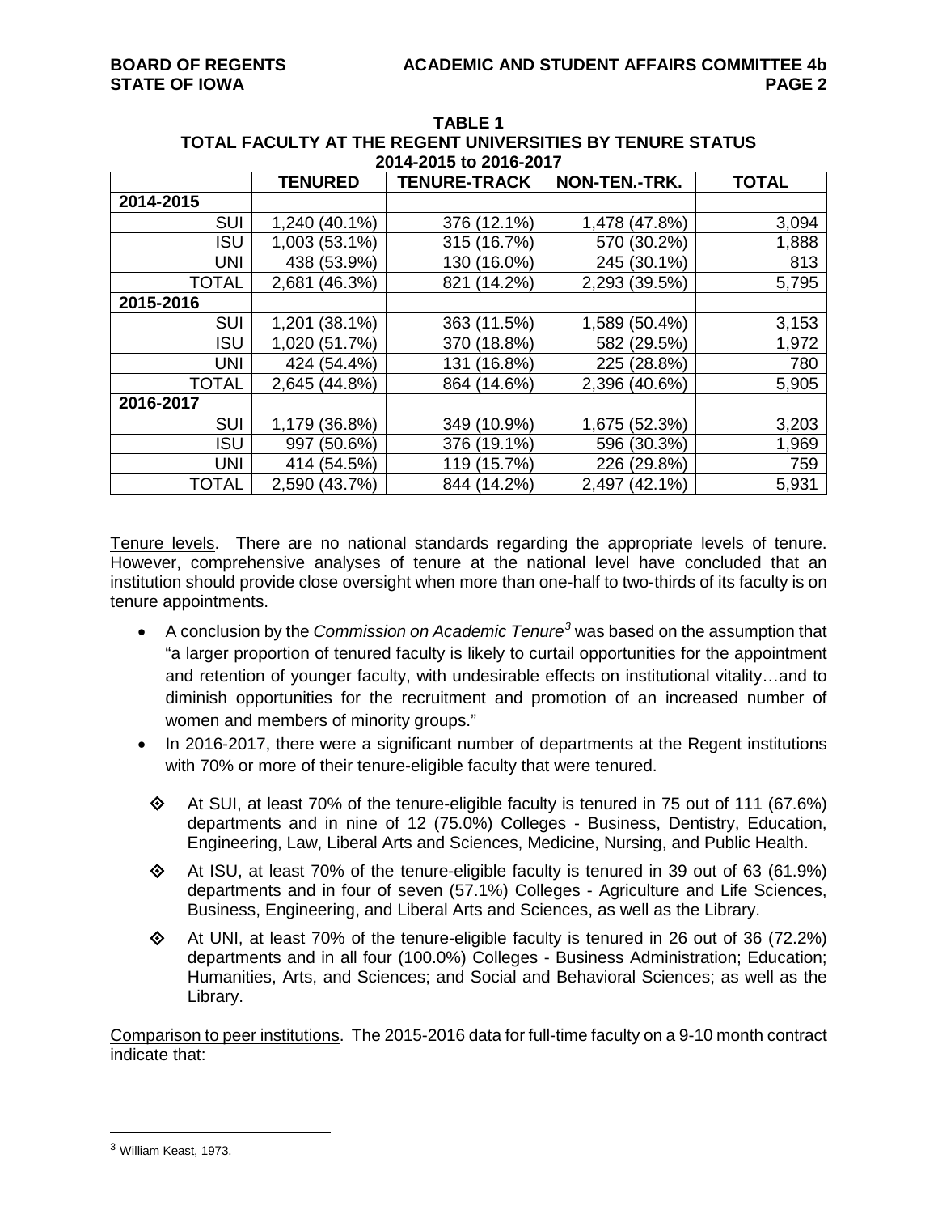**TABLE 1**
**TOTAL FACULTY AT THE REGENT UNIVERSITIES BY TENURE STATUS**
**2014-2015 to 2016-2017**

| | TENURED | TENURE-TRACK | NON-TEN.-TRK. | TOTAL |
|---|---|---|---|---|
| **2014-2015** | | | | |
| SUI | 1,240 (40.1%) | 376 (12.1%) | 1,478 (47.8%) | 3,094 |
| ISU | 1,003 (53.1%) | 315 (16.7%) | 570 (30.2%) | 1,888 |
| UNI | 438 (53.9%) | 130 (16.0%) | 245 (30.1%) | 813 |
| TOTAL | 2,681 (46.3%) | 821 (14.2%) | 2,293 (39.5%) | 5,795 |
| **2015-2016** | | | | |
| SUI | 1,201 (38.1%) | 363 (11.5%) | 1,589 (50.4%) | 3,153 |
| ISU | 1,020 (51.7%) | 370 (18.8%) | 582 (29.5%) | 1,972 |
| UNI | 424 (54.4%) | 131 (16.8%) | 225 (28.8%) | 780 |
| TOTAL | 2,645 (44.8%) | 864 (14.6%) | 2,396 (40.6%) | 5,905 |
| **2016-2017** | | | | |
| SUI | 1,179 (36.8%) | 349 (10.9%) | 1,675 (52.3%) | 3,203 |
| ISU | 997 (50.6%) | 376 (19.1%) | 596 (30.3%) | 1,969 |
| UNI | 414 (54.5%) | 119 (15.7%) | 226 (29.8%) | 759 |
| TOTAL | 2,590 (43.7%) | 844 (14.2%) | 2,497 (42.1%) | 5,931 |

Tenure levels. There are no national standards regarding the appropriate levels of tenure. However, comprehensive analyses of tenure at the national level have concluded that an institution should provide close oversight when more than one-half to two-thirds of its faculty is on tenure appointments.

- A conclusion by the *Commission on Academic Tenure*[3] was based on the assumption that "a larger proportion of tenured faculty is likely to curtail opportunities for the appointment and retention of younger faculty, with undesirable effects on institutional vitality…and to diminish opportunities for the recruitment and promotion of an increased number of women and members of minority groups."
- In 2016-2017, there were a significant number of departments at the Regent institutions with 70% or more of their tenure-eligible faculty that were tenured.
  - At SUI, at least 70% of the tenure-eligible faculty is tenured in 75 out of 111 (67.6%) departments and in nine of 12 (75.0%) Colleges - Business, Dentistry, Education, Engineering, Law, Liberal Arts and Sciences, Medicine, Nursing, and Public Health.
  - At ISU, at least 70% of the tenure-eligible faculty is tenured in 39 out of 63 (61.9%) departments and in four of seven (57.1%) Colleges - Agriculture and Life Sciences, Business, Engineering, and Liberal Arts and Sciences, as well as the Library.
  - At UNI, at least 70% of the tenure-eligible faculty is tenured in 26 out of 36 (72.2%) departments and in all four (100.0%) Colleges - Business Administration; Education; Humanities, Arts, and Sciences; and Social and Behavioral Sciences; as well as the Library.

Comparison to peer institutions. The 2015-2016 data for full-time faculty on a 9-10 month contract indicate that:

[3] William Keast, 1973.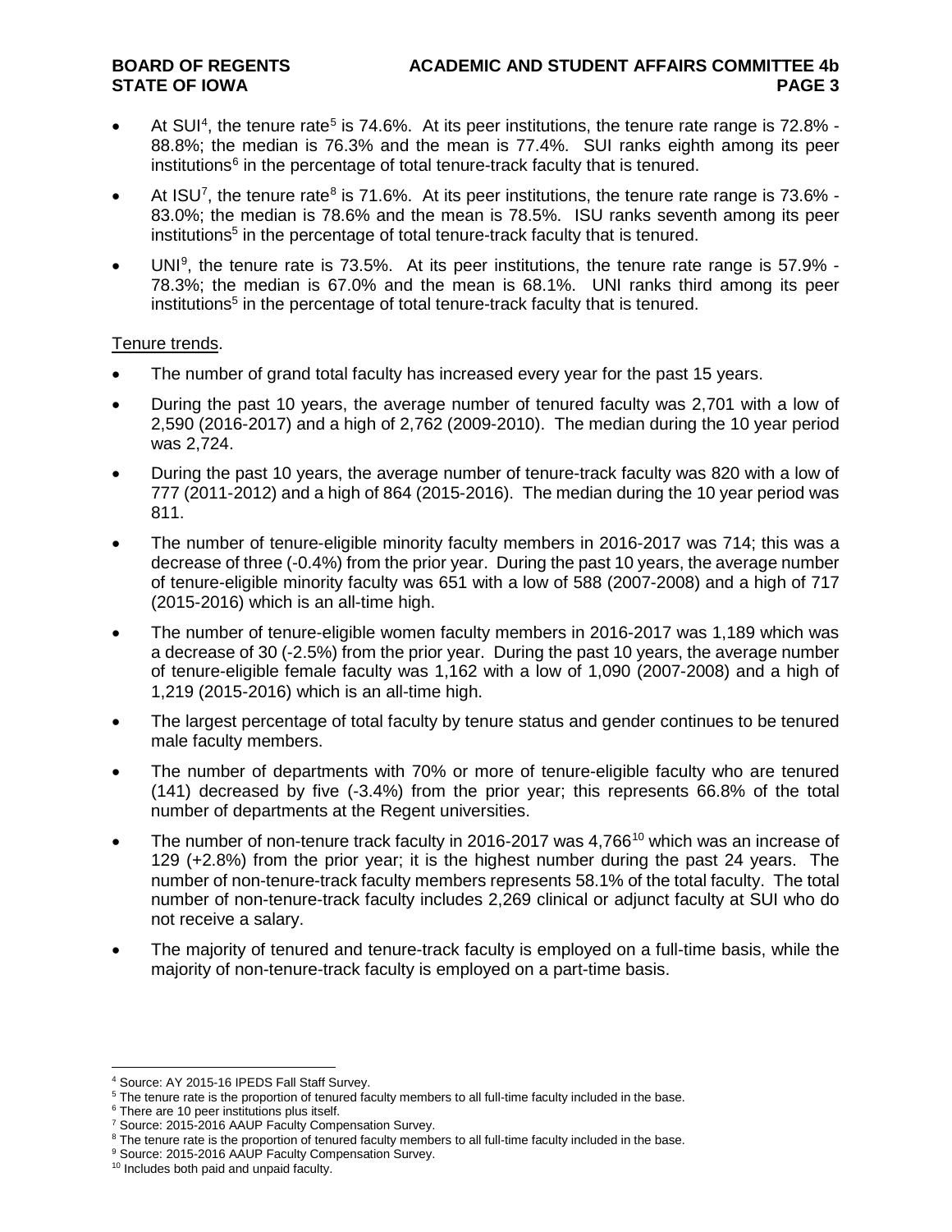- At SUI[4], the tenure rate[5] is 74.6%. At its peer institutions, the tenure rate range is 72.8% - 88.8%; the median is 76.3% and the mean is 77.4%. SUI ranks eighth among its peer institutions[6] in the percentage of total tenure-track faculty that is tenured.
- At ISU[7], the tenure rate[8] is 71.6%. At its peer institutions, the tenure rate range is 73.6% - 83.0%; the median is 78.6% and the mean is 78.5%. ISU ranks seventh among its peer institutions[5] in the percentage of total tenure-track faculty that is tenured.
- UNI[9], the tenure rate is 73.5%. At its peer institutions, the tenure rate range is 57.9% - 78.3%; the median is 67.0% and the mean is 68.1%. UNI ranks third among its peer institutions[5] in the percentage of total tenure-track faculty that is tenured.

Tenure trends.

- The number of grand total faculty has increased every year for the past 15 years.
- During the past 10 years, the average number of tenured faculty was 2,701 with a low of 2,590 (2016-2017) and a high of 2,762 (2009-2010). The median during the 10 year period was 2,724.
- During the past 10 years, the average number of tenure-track faculty was 820 with a low of 777 (2011-2012) and a high of 864 (2015-2016). The median during the 10 year period was 811.
- The number of tenure-eligible minority faculty members in 2016-2017 was 714; this was a decrease of three (-0.4%) from the prior year. During the past 10 years, the average number of tenure-eligible minority faculty was 651 with a low of 588 (2007-2008) and a high of 717 (2015-2016) which is an all-time high.
- The number of tenure-eligible women faculty members in 2016-2017 was 1,189 which was a decrease of 30 (-2.5%) from the prior year. During the past 10 years, the average number of tenure-eligible female faculty was 1,162 with a low of 1,090 (2007-2008) and a high of 1,219 (2015-2016) which is an all-time high.
- The largest percentage of total faculty by tenure status and gender continues to be tenured male faculty members.
- The number of departments with 70% or more of tenure-eligible faculty who are tenured (141) decreased by five (-3.4%) from the prior year; this represents 66.8% of the total number of departments at the Regent universities.
- The number of non-tenure track faculty in 2016-2017 was 4,766[10] which was an increase of 129 (+2.8%) from the prior year; it is the highest number during the past 24 years. The number of non-tenure-track faculty members represents 58.1% of the total faculty. The total number of non-tenure-track faculty includes 2,269 clinical or adjunct faculty at SUI who do not receive a salary.
- The majority of tenured and tenure-track faculty is employed on a full-time basis, while the majority of non-tenure-track faculty is employed on a part-time basis.

---

[4] Source: AY 2015-16 IPEDS Fall Staff Survey.

[5] The tenure rate is the proportion of tenured faculty members to all full-time faculty included in the base.

[6] There are 10 peer institutions plus itself.

[7] Source: 2015-2016 AAUP Faculty Compensation Survey.

[8] The tenure rate is the proportion of tenured faculty members to all full-time faculty included in the base.

[9] Source: 2015-2016 AAUP Faculty Compensation Survey.

[10] Includes both paid and unpaid faculty.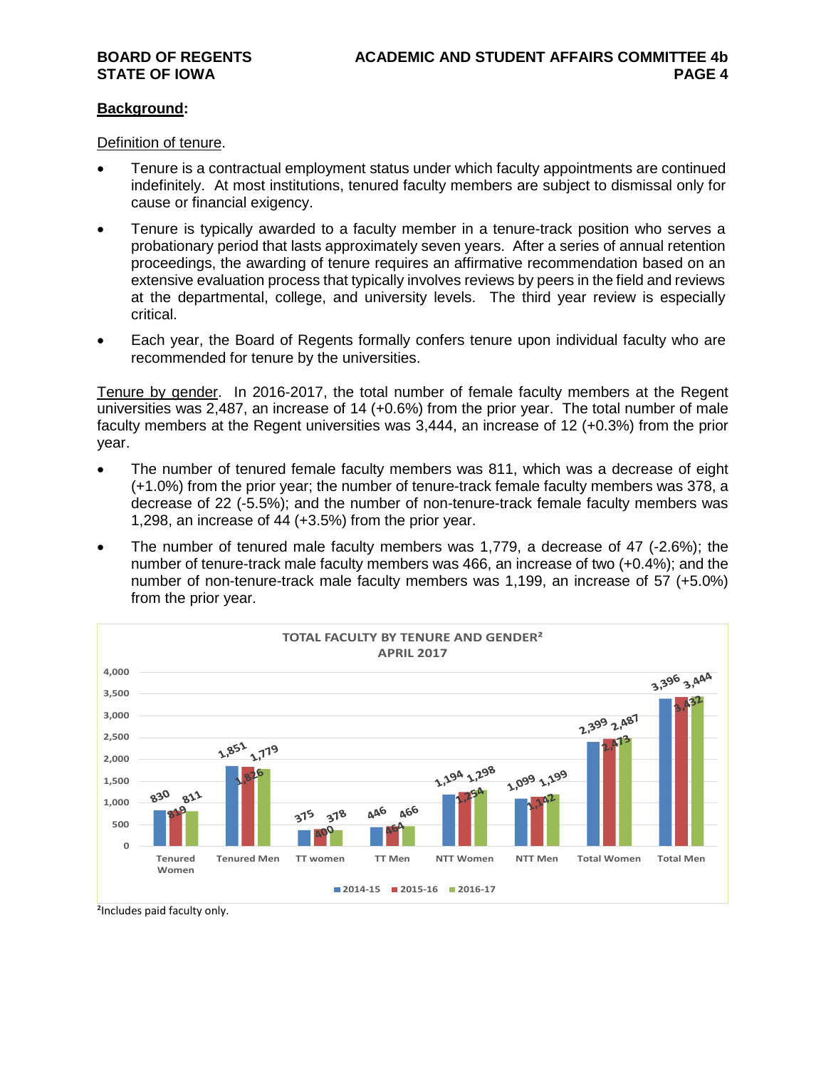**Background**:

Definition of tenure.

- Tenure is a contractual employment status under which faculty appointments are continued indefinitely. At most institutions, tenured faculty members are subject to dismissal only for cause or financial exigency.
- Tenure is typically awarded to a faculty member in a tenure-track position who serves a probationary period that lasts approximately seven years. After a series of annual retention proceedings, the awarding of tenure requires an affirmative recommendation based on an extensive evaluation process that typically involves reviews by peers in the field and reviews at the departmental, college, and university levels. The third year review is especially critical.
- Each year, the Board of Regents formally confers tenure upon individual faculty who are recommended for tenure by the universities.

Tenure by gender. In 2016-2017, the total number of female faculty members at the Regent universities was 2,487, an increase of 14 (+0.6%) from the prior year. The total number of male faculty members at the Regent universities was 3,444, an increase of 12 (+0.3%) from the prior year.

- The number of tenured female faculty members was 811, which was a decrease of eight (+1.0%) from the prior year; the number of tenure-track female faculty members was 378, a decrease of 22 (-5.5%); and the number of non-tenure-track female faculty members was 1,298, an increase of 44 (+3.5%) from the prior year.
- The number of tenured male faculty members was 1,779, a decrease of 47 (-2.6%); the number of tenure-track male faculty members was 466, an increase of two (+0.4%); and the number of non-tenure-track male faculty members was 1,199, an increase of 57 (+5.0%) from the prior year.

**TOTAL FACULTY BY TENURE AND GENDER[2]**
**APRIL 2017**

| | 2014-15 | 2015-16 | 2016-17 |
|---|---|---|---|
| Tenured Women | 830 | 819 | 811 |
| Tenured Men | 1,851 | 1,826 | 1,779 |
| TT women | 375 | 400 | 378 |
| TT Men | 446 | 464 | 466 |
| NTT Women | 1,194 | 1,254 | 1,298 |
| NTT Men | 1,099 | 1,142 | 1,199 |
| Total Women | 2,399 | 2,473 | 2,487 |
| Total Men | 3,396 | 3,432 | 3,444 |

[2]Includes paid faculty only.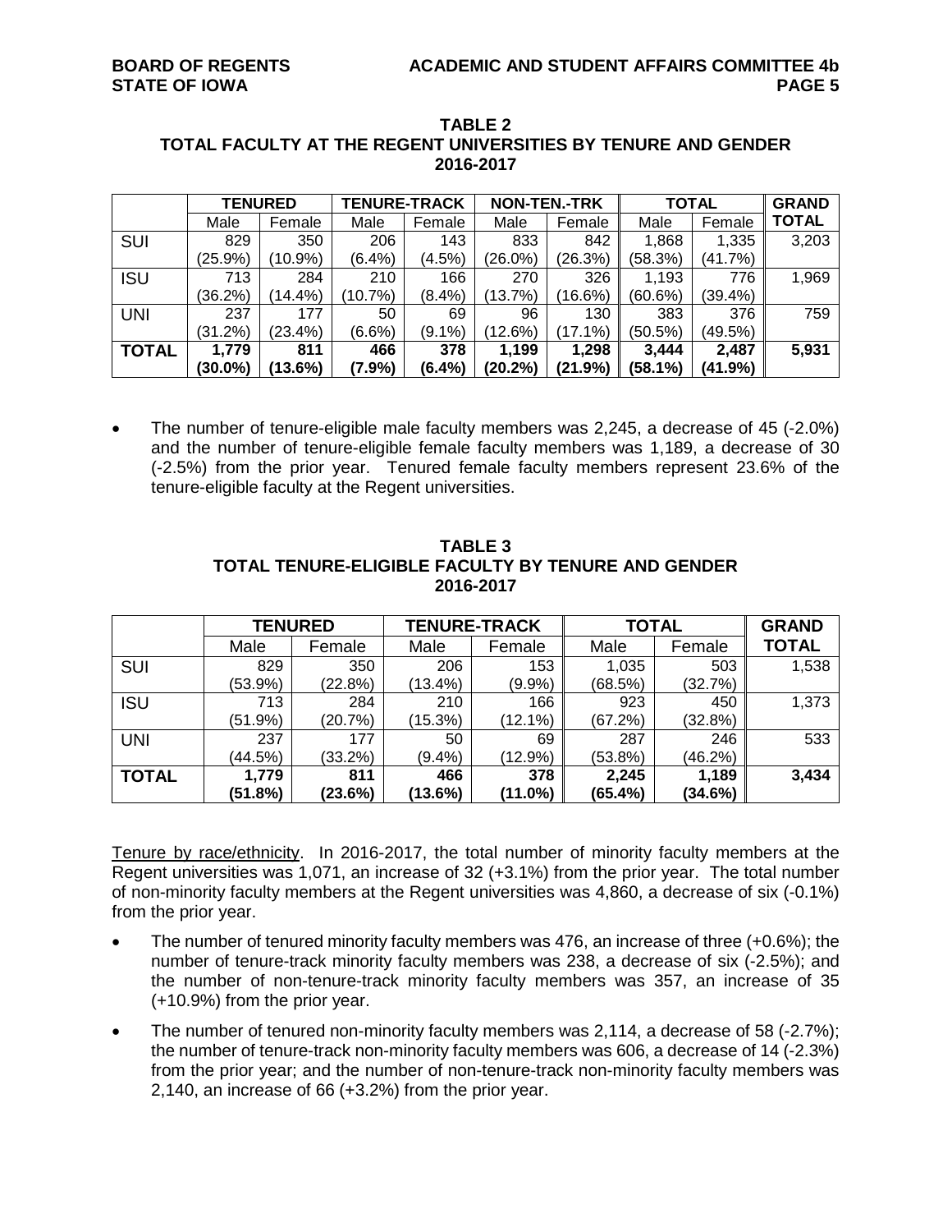**TABLE 2**
**TOTAL FACULTY AT THE REGENT UNIVERSITIES BY TENURE AND GENDER**
**2016-2017**

| | TENURED | | TENURE-TRACK | | NON-TEN.-TRK | | TOTAL | | GRAND TOTAL |
|---|---|---|---|---|---|---|---|---|---|
| | Male | Female | Male | Female | Male | Female | Male | Female | |
| SUI | 829 (25.9%) | 350 (10.9%) | 206 (6.4%) | 143 (4.5%) | 833 (26.0%) | 842 (26.3%) | 1,868 (58.3%) | 1,335 (41.7%) | 3,203 |
| ISU | 713 (36.2%) | 284 (14.4%) | 210 (10.7%) | 166 (8.4%) | 270 (13.7%) | 326 (16.6%) | 1,193 (60.6%) | 776 (39.4%) | 1,969 |
| UNI | 237 (31.2%) | 177 (23.4%) | 50 (6.6%) | 69 (9.1%) | 96 (12.6%) | 130 (17.1%) | 383 (50.5%) | 376 (49.5%) | 759 |
| **TOTAL** | **1,779 (30.0%)** | **811 (13.6%)** | **466 (7.9%)** | **378 (6.4%)** | **1,199 (20.2%)** | **1,298 (21.9%)** | **3,444 (58.1%)** | **2,487 (41.9%)** | **5,931** |

- The number of tenure-eligible male faculty members was 2,245, a decrease of 45 (-2.0%) and the number of tenure-eligible female faculty members was 1,189, a decrease of 30 (-2.5%) from the prior year. Tenured female faculty members represent 23.6% of the tenure-eligible faculty at the Regent universities.

**TABLE 3**
**TOTAL TENURE-ELIGIBLE FACULTY BY TENURE AND GENDER**
**2016-2017**

| | TENURED | | TENURE-TRACK | | TOTAL | | GRAND TOTAL |
|---|---|---|---|---|---|---|---|
| | Male | Female | Male | Female | Male | Female | |
| SUI | 829 (53.9%) | 350 (22.8%) | 206 (13.4%) | 153 (9.9%) | 1,035 (68.5%) | 503 (32.7%) | 1,538 |
| ISU | 713 (51.9%) | 284 (20.7%) | 210 (15.3%) | 166 (12.1%) | 923 (67.2%) | 450 (32.8%) | 1,373 |
| UNI | 237 (44.5%) | 177 (33.2%) | 50 (9.4%) | 69 (12.9%) | 287 (53.8%) | 246 (46.2%) | 533 |
| **TOTAL** | **1,779 (51.8%)** | **811 (23.6%)** | **466 (13.6%)** | **378 (11.0%)** | **2,245 (65.4%)** | **1,189 (34.6%)** | **3,434** |

Tenure by race/ethnicity. In 2016-2017, the total number of minority faculty members at the Regent universities was 1,071, an increase of 32 (+3.1%) from the prior year. The total number of non-minority faculty members at the Regent universities was 4,860, a decrease of six (-0.1%) from the prior year.

- The number of tenured minority faculty members was 476, an increase of three (+0.6%); the number of tenure-track minority faculty members was 238, a decrease of six (-2.5%); and the number of non-tenure-track minority faculty members was 357, an increase of 35 (+10.9%) from the prior year.
- The number of tenured non-minority faculty members was 2,114, a decrease of 58 (-2.7%); the number of tenure-track non-minority faculty members was 606, a decrease of 14 (-2.3%) from the prior year; and the number of non-tenure-track non-minority faculty members was 2,140, an increase of 66 (+3.2%) from the prior year.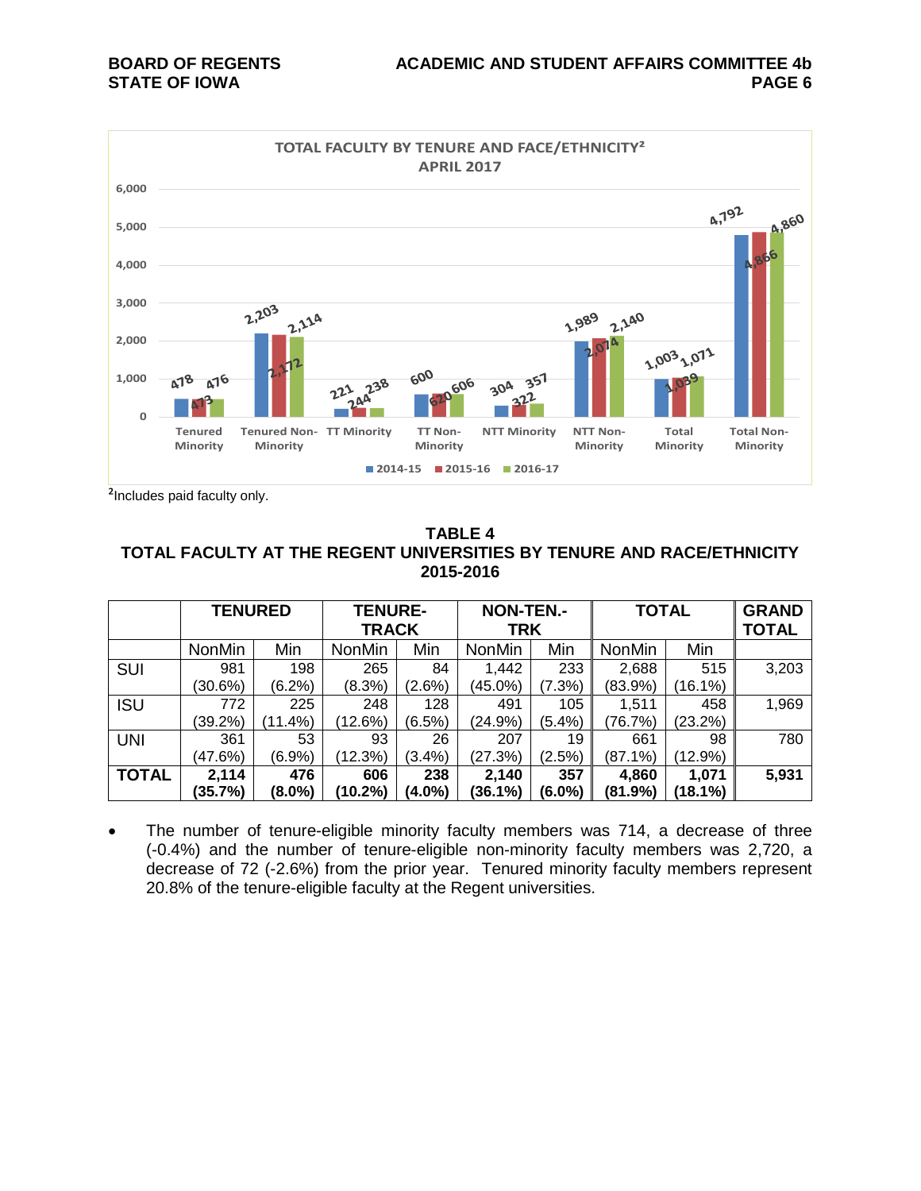**TOTAL FACULTY BY TENURE AND FACE/ETHNICITY[2]**
**APRIL 2017**

| | 2014-15 | 2015-16 | 2016-17 |
|---|---|---|---|
| Tenured Minority | 478 | 473 | 476 |
| Tenured Non-Minority | 2,203 | 2,172 | 2,114 |
| TT Minority | 221 | 244 | 238 |
| TT Non-Minority | 600 | 620 | 606 |
| NTT Minority | 304 | 322 | 357 |
| NTT Non-Minority | 1,989 | 2,074 | 2,140 |
| Total Minority | 1,003 | 1,039 | 1,071 |
| Total Non-Minority | 4,792 | 4,866 | 4,860 |

[2]Includes paid faculty only.

**TABLE 4**
**TOTAL FACULTY AT THE REGENT UNIVERSITIES BY TENURE AND RACE/ETHNICITY**
**2015-2016**

| | TENURED | | TENURE-TRACK | | NON-TEN.-TRK | | TOTAL | | GRAND TOTAL |
|---|---|---|---|---|---|---|---|---|---|
| | NonMin | Min | NonMin | Min | NonMin | Min | NonMin | Min | |
| SUI | 981 (30.6%) | 198 (6.2%) | 265 (8.3%) | 84 (2.6%) | 1,442 (45.0%) | 233 (7.3%) | 2,688 (83.9%) | 515 (16.1%) | 3,203 |
| ISU | 772 (39.2%) | 225 (11.4%) | 248 (12.6%) | 128 (6.5%) | 491 (24.9%) | 105 (5.4%) | 1,511 (76.7%) | 458 (23.2%) | 1,969 |
| UNI | 361 (47.6%) | 53 (6.9%) | 93 (12.3%) | 26 (3.4%) | 207 (27.3%) | 19 (2.5%) | 661 (87.1%) | 98 (12.9%) | 780 |
| **TOTAL** | **2,114 (35.7%)** | **476 (8.0%)** | **606 (10.2%)** | **238 (4.0%)** | **2,140 (36.1%)** | **357 (6.0%)** | **4,860 (81.9%)** | **1,071 (18.1%)** | **5,931** |

- The number of tenure-eligible minority faculty members was 714, a decrease of three (-0.4%) and the number of tenure-eligible non-minority faculty members was 2,720, a decrease of 72 (-2.6%) from the prior year. Tenured minority faculty members represent 20.8% of the tenure-eligible faculty at the Regent universities.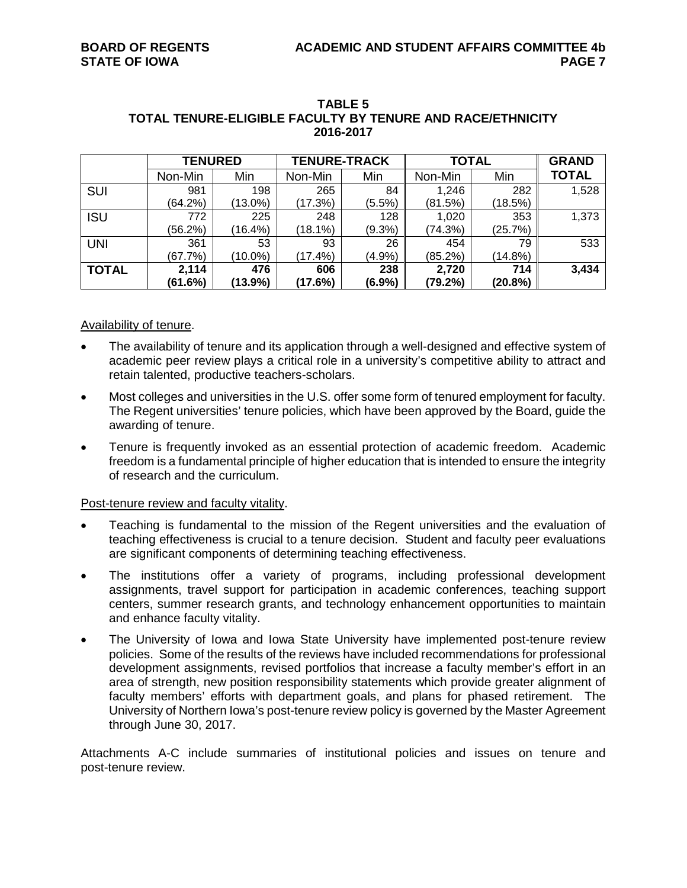**TABLE 5**
**TOTAL TENURE-ELIGIBLE FACULTY BY TENURE AND RACE/ETHNICITY**
**2016-2017**

| | **TENURED** | | **TENURE-TRACK** | | **TOTAL** | | **GRAND TOTAL** |
|---|---|---|---|---|---|---|---|
| | Non-Min | Min | Non-Min | Min | Non-Min | Min | |
| SUI | 981 (64.2%) | 198 (13.0%) | 265 (17.3%) | 84 (5.5%) | 1,246 (81.5%) | 282 (18.5%) | 1,528 |
| ISU | 772 (56.2%) | 225 (16.4%) | 248 (18.1%) | 128 (9.3%) | 1,020 (74.3%) | 353 (25.7%) | 1,373 |
| UNI | 361 (67.7%) | 53 (10.0%) | 93 (17.4%) | 26 (4.9%) | 454 (85.2%) | 79 (14.8%) | 533 |
| **TOTAL** | **2,114 (61.6%)** | **476 (13.9%)** | **606 (17.6%)** | **238 (6.9%)** | **2,720 (79.2%)** | **714 (20.8%)** | **3,434** |

Availability of tenure.

- The availability of tenure and its application through a well-designed and effective system of academic peer review plays a critical role in a university's competitive ability to attract and retain talented, productive teachers-scholars.
- Most colleges and universities in the U.S. offer some form of tenured employment for faculty. The Regent universities' tenure policies, which have been approved by the Board, guide the awarding of tenure.
- Tenure is frequently invoked as an essential protection of academic freedom. Academic freedom is a fundamental principle of higher education that is intended to ensure the integrity of research and the curriculum.

Post-tenure review and faculty vitality.

- Teaching is fundamental to the mission of the Regent universities and the evaluation of teaching effectiveness is crucial to a tenure decision. Student and faculty peer evaluations are significant components of determining teaching effectiveness.
- The institutions offer a variety of programs, including professional development assignments, travel support for participation in academic conferences, teaching support centers, summer research grants, and technology enhancement opportunities to maintain and enhance faculty vitality.
- The University of Iowa and Iowa State University have implemented post-tenure review policies. Some of the results of the reviews have included recommendations for professional development assignments, revised portfolios that increase a faculty member's effort in an area of strength, new position responsibility statements which provide greater alignment of faculty members' efforts with department goals, and plans for phased retirement. The University of Northern Iowa's post-tenure review policy is governed by the Master Agreement through June 30, 2017.

Attachments A-C include summaries of institutional policies and issues on tenure and post-tenure review.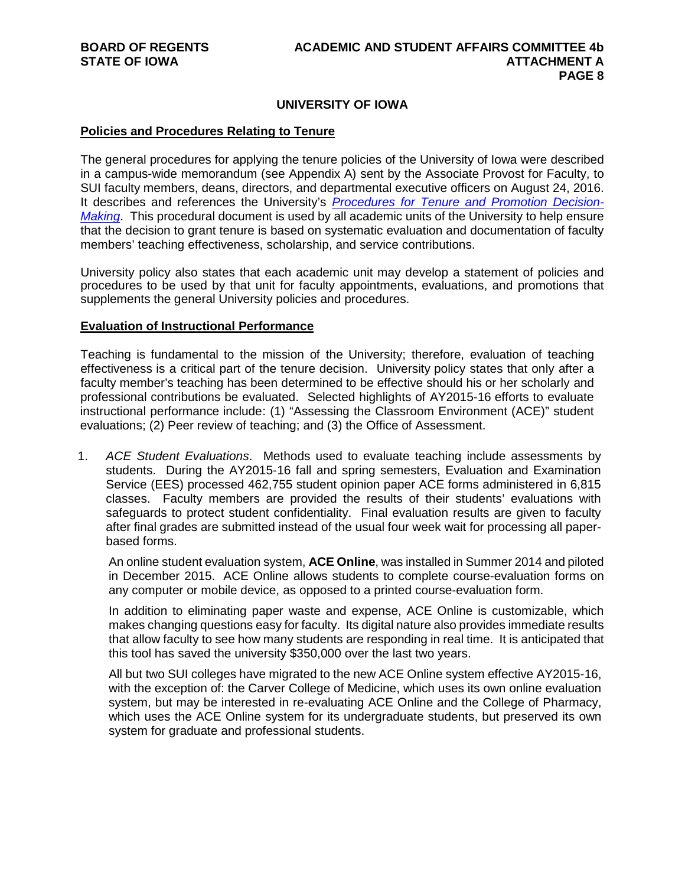## UNIVERSITY OF IOWA

### Policies and Procedures Relating to Tenure

The general procedures for applying the tenure policies of the University of Iowa were described in a campus-wide memorandum (see Appendix A) sent by the Associate Provost for Faculty, to SUI faculty members, deans, directors, and departmental executive officers on August 24, 2016. It describes and references the University's *Procedures for Tenure and Promotion Decision-Making*. This procedural document is used by all academic units of the University to help ensure that the decision to grant tenure is based on systematic evaluation and documentation of faculty members' teaching effectiveness, scholarship, and service contributions.

University policy also states that each academic unit may develop a statement of policies and procedures to be used by that unit for faculty appointments, evaluations, and promotions that supplements the general University policies and procedures.

### Evaluation of Instructional Performance

Teaching is fundamental to the mission of the University; therefore, evaluation of teaching effectiveness is a critical part of the tenure decision. University policy states that only after a faculty member's teaching has been determined to be effective should his or her scholarly and professional contributions be evaluated. Selected highlights of AY2015-16 efforts to evaluate instructional performance include: (1) "Assessing the Classroom Environment (ACE)" student evaluations; (2) Peer review of teaching; and (3) the Office of Assessment.

1. *ACE Student Evaluations*. Methods used to evaluate teaching include assessments by students. During the AY2015-16 fall and spring semesters, Evaluation and Examination Service (EES) processed 462,755 student opinion paper ACE forms administered in 6,815 classes. Faculty members are provided the results of their students' evaluations with safeguards to protect student confidentiality. Final evaluation results are given to faculty after final grades are submitted instead of the usual four week wait for processing all paper-based forms.

   An online student evaluation system, **ACE Online**, was installed in Summer 2014 and piloted in December 2015. ACE Online allows students to complete course-evaluation forms on any computer or mobile device, as opposed to a printed course-evaluation form.

   In addition to eliminating paper waste and expense, ACE Online is customizable, which makes changing questions easy for faculty. Its digital nature also provides immediate results that allow faculty to see how many students are responding in real time. It is anticipated that this tool has saved the university $350,000 over the last two years.

   All but two SUI colleges have migrated to the new ACE Online system effective AY2015-16, with the exception of: the Carver College of Medicine, which uses its own online evaluation system, but may be interested in re-evaluating ACE Online and the College of Pharmacy, which uses the ACE Online system for its undergraduate students, but preserved its own system for graduate and professional students.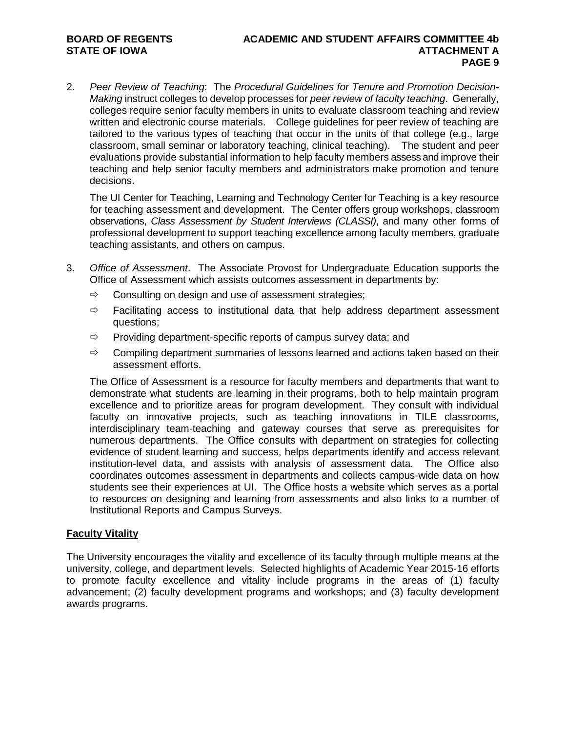2. *Peer Review of Teaching*: The *Procedural Guidelines for Tenure and Promotion Decision-Making* instruct colleges to develop processes for *peer review of faculty teaching*. Generally, colleges require senior faculty members in units to evaluate classroom teaching and review written and electronic course materials. College guidelines for peer review of teaching are tailored to the various types of teaching that occur in the units of that college (e.g., large classroom, small seminar or laboratory teaching, clinical teaching). The student and peer evaluations provide substantial information to help faculty members assess and improve their teaching and help senior faculty members and administrators make promotion and tenure decisions.

   The UI Center for Teaching, Learning and Technology Center for Teaching is a key resource for teaching assessment and development. The Center offers group workshops, classroom observations, *Class Assessment by Student Interviews (CLASSI)*, and many other forms of professional development to support teaching excellence among faculty members, graduate teaching assistants, and others on campus.

3. *Office of Assessment*. The Associate Provost for Undergraduate Education supports the Office of Assessment which assists outcomes assessment in departments by:
   - ⇨ Consulting on design and use of assessment strategies;
   - ⇨ Facilitating access to institutional data that help address department assessment questions;
   - ⇨ Providing department-specific reports of campus survey data; and
   - ⇨ Compiling department summaries of lessons learned and actions taken based on their assessment efforts.

   The Office of Assessment is a resource for faculty members and departments that want to demonstrate what students are learning in their programs, both to help maintain program excellence and to prioritize areas for program development. They consult with individual faculty on innovative projects, such as teaching innovations in TILE classrooms, interdisciplinary team-teaching and gateway courses that serve as prerequisites for numerous departments. The Office consults with department on strategies for collecting evidence of student learning and success, helps departments identify and access relevant institution-level data, and assists with analysis of assessment data. The Office also coordinates outcomes assessment in departments and collects campus-wide data on how students see their experiences at UI. The Office hosts a website which serves as a portal to resources on designing and learning from assessments and also links to a number of Institutional Reports and Campus Surveys.

## Faculty Vitality

The University encourages the vitality and excellence of its faculty through multiple means at the university, college, and department levels. Selected highlights of Academic Year 2015-16 efforts to promote faculty excellence and vitality include programs in the areas of (1) faculty advancement; (2) faculty development programs and workshops; and (3) faculty development awards programs.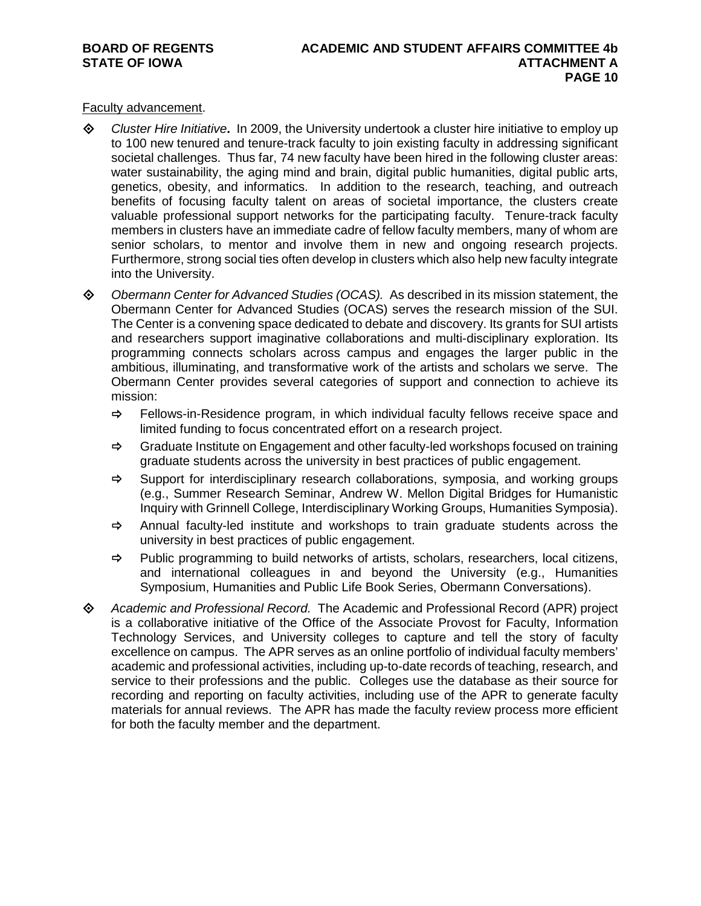Faculty advancement.

- *Cluster Hire Initiative***.** In 2009, the University undertook a cluster hire initiative to employ up to 100 new tenured and tenure-track faculty to join existing faculty in addressing significant societal challenges. Thus far, 74 new faculty have been hired in the following cluster areas: water sustainability, the aging mind and brain, digital public humanities, digital public arts, genetics, obesity, and informatics. In addition to the research, teaching, and outreach benefits of focusing faculty talent on areas of societal importance, the clusters create valuable professional support networks for the participating faculty. Tenure-track faculty members in clusters have an immediate cadre of fellow faculty members, many of whom are senior scholars, to mentor and involve them in new and ongoing research projects. Furthermore, strong social ties often develop in clusters which also help new faculty integrate into the University.

- *Obermann Center for Advanced Studies (OCAS).* As described in its mission statement, the Obermann Center for Advanced Studies (OCAS) serves the research mission of the SUI. The Center is a convening space dedicated to debate and discovery. Its grants for SUI artists and researchers support imaginative collaborations and multi-disciplinary exploration. Its programming connects scholars across campus and engages the larger public in the ambitious, illuminating, and transformative work of the artists and scholars we serve. The Obermann Center provides several categories of support and connection to achieve its mission:
  - Fellows-in-Residence program, in which individual faculty fellows receive space and limited funding to focus concentrated effort on a research project.
  - Graduate Institute on Engagement and other faculty-led workshops focused on training graduate students across the university in best practices of public engagement.
  - Support for interdisciplinary research collaborations, symposia, and working groups (e.g., Summer Research Seminar, Andrew W. Mellon Digital Bridges for Humanistic Inquiry with Grinnell College, Interdisciplinary Working Groups, Humanities Symposia).
  - Annual faculty-led institute and workshops to train graduate students across the university in best practices of public engagement.
  - Public programming to build networks of artists, scholars, researchers, local citizens, and international colleagues in and beyond the University (e.g., Humanities Symposium, Humanities and Public Life Book Series, Obermann Conversations).

- *Academic and Professional Record.* The Academic and Professional Record (APR) project is a collaborative initiative of the Office of the Associate Provost for Faculty, Information Technology Services, and University colleges to capture and tell the story of faculty excellence on campus. The APR serves as an online portfolio of individual faculty members' academic and professional activities, including up-to-date records of teaching, research, and service to their professions and the public. Colleges use the database as their source for recording and reporting on faculty activities, including use of the APR to generate faculty materials for annual reviews. The APR has made the faculty review process more efficient for both the faculty member and the department.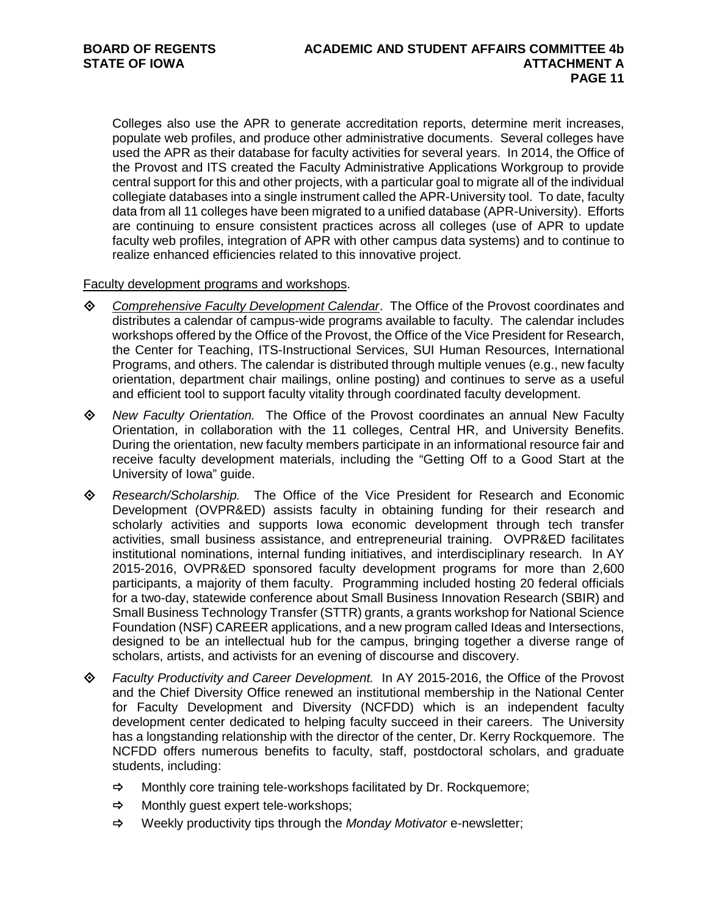Colleges also use the APR to generate accreditation reports, determine merit increases, populate web profiles, and produce other administrative documents. Several colleges have used the APR as their database for faculty activities for several years. In 2014, the Office of the Provost and ITS created the Faculty Administrative Applications Workgroup to provide central support for this and other projects, with a particular goal to migrate all of the individual collegiate databases into a single instrument called the APR-University tool. To date, faculty data from all 11 colleges have been migrated to a unified database (APR-University). Efforts are continuing to ensure consistent practices across all colleges (use of APR to update faculty web profiles, integration of APR with other campus data systems) and to continue to realize enhanced efficiencies related to this innovative project.

Faculty development programs and workshops.

- *Comprehensive Faculty Development Calendar*. The Office of the Provost coordinates and distributes a calendar of campus-wide programs available to faculty. The calendar includes workshops offered by the Office of the Provost, the Office of the Vice President for Research, the Center for Teaching, ITS-Instructional Services, SUI Human Resources, International Programs, and others. The calendar is distributed through multiple venues (e.g., new faculty orientation, department chair mailings, online posting) and continues to serve as a useful and efficient tool to support faculty vitality through coordinated faculty development.
- *New Faculty Orientation.* The Office of the Provost coordinates an annual New Faculty Orientation, in collaboration with the 11 colleges, Central HR, and University Benefits. During the orientation, new faculty members participate in an informational resource fair and receive faculty development materials, including the "Getting Off to a Good Start at the University of Iowa" guide.
- *Research/Scholarship.* The Office of the Vice President for Research and Economic Development (OVPR&ED) assists faculty in obtaining funding for their research and scholarly activities and supports Iowa economic development through tech transfer activities, small business assistance, and entrepreneurial training. OVPR&ED facilitates institutional nominations, internal funding initiatives, and interdisciplinary research. In AY 2015-2016, OVPR&ED sponsored faculty development programs for more than 2,600 participants, a majority of them faculty. Programming included hosting 20 federal officials for a two-day, statewide conference about Small Business Innovation Research (SBIR) and Small Business Technology Transfer (STTR) grants, a grants workshop for National Science Foundation (NSF) CAREER applications, and a new program called Ideas and Intersections, designed to be an intellectual hub for the campus, bringing together a diverse range of scholars, artists, and activists for an evening of discourse and discovery.
- *Faculty Productivity and Career Development.* In AY 2015-2016, the Office of the Provost and the Chief Diversity Office renewed an institutional membership in the National Center for Faculty Development and Diversity (NCFDD) which is an independent faculty development center dedicated to helping faculty succeed in their careers. The University has a longstanding relationship with the director of the center, Dr. Kerry Rockquemore. The NCFDD offers numerous benefits to faculty, staff, postdoctoral scholars, and graduate students, including:
  - Monthly core training tele-workshops facilitated by Dr. Rockquemore;
  - Monthly guest expert tele-workshops;
  - Weekly productivity tips through the *Monday Motivator* e-newsletter;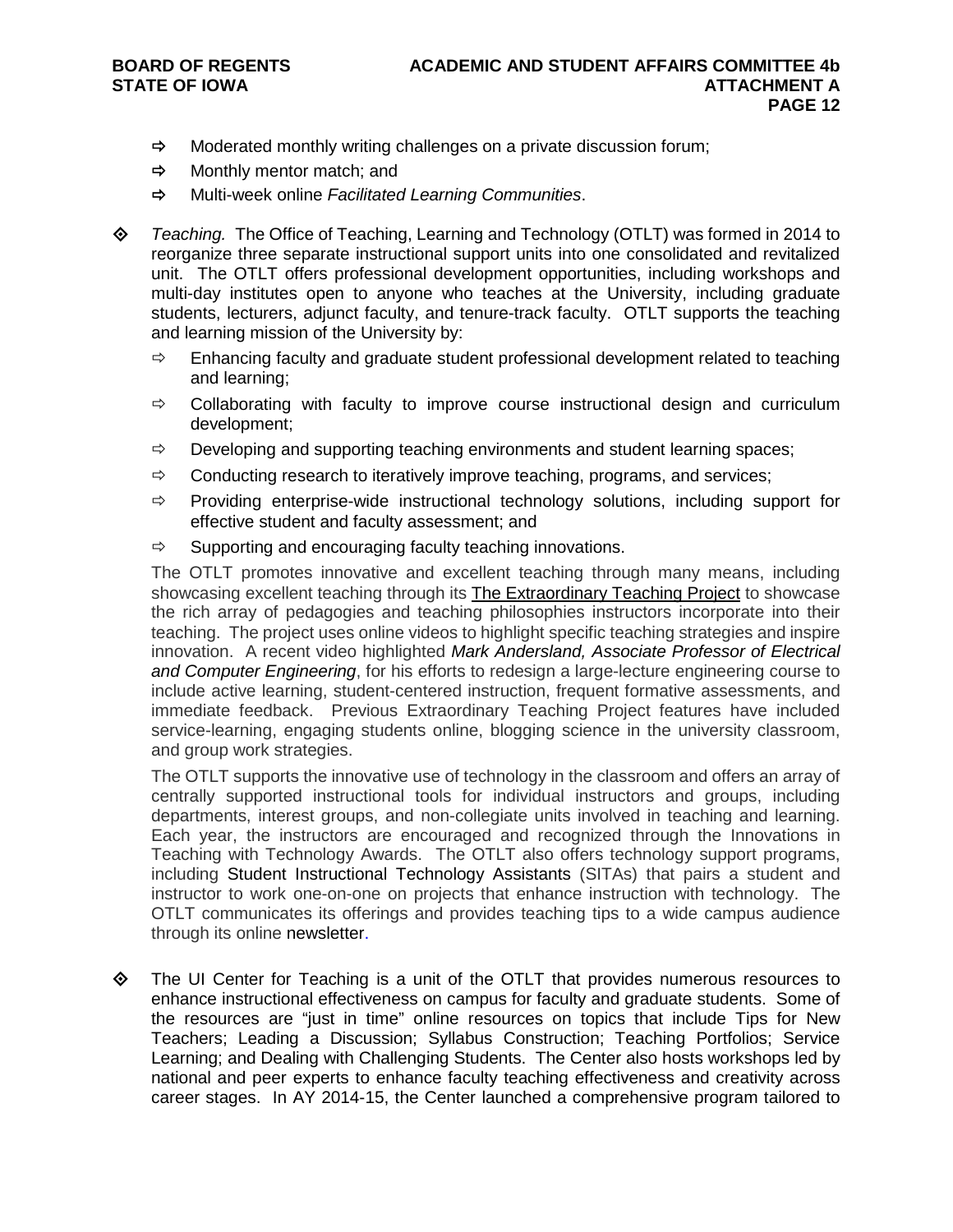- ⇨ Moderated monthly writing challenges on a private discussion forum;
- ⇨ Monthly mentor match; and
- ⇨ Multi-week online *Facilitated Learning Communities*.

◇ *Teaching.* The Office of Teaching, Learning and Technology (OTLT) was formed in 2014 to reorganize three separate instructional support units into one consolidated and revitalized unit. The OTLT offers professional development opportunities, including workshops and multi-day institutes open to anyone who teaches at the University, including graduate students, lecturers, adjunct faculty, and tenure-track faculty. OTLT supports the teaching and learning mission of the University by:

- ⇨ Enhancing faculty and graduate student professional development related to teaching and learning;
- ⇨ Collaborating with faculty to improve course instructional design and curriculum development;
- ⇨ Developing and supporting teaching environments and student learning spaces;
- ⇨ Conducting research to iteratively improve teaching, programs, and services;
- ⇨ Providing enterprise-wide instructional technology solutions, including support for effective student and faculty assessment; and
- ⇨ Supporting and encouraging faculty teaching innovations.

The OTLT promotes innovative and excellent teaching through many means, including showcasing excellent teaching through its The Extraordinary Teaching Project to showcase the rich array of pedagogies and teaching philosophies instructors incorporate into their teaching. The project uses online videos to highlight specific teaching strategies and inspire innovation. A recent video highlighted *Mark Andersland, Associate Professor of Electrical and Computer Engineering*, for his efforts to redesign a large-lecture engineering course to include active learning, student-centered instruction, frequent formative assessments, and immediate feedback. Previous Extraordinary Teaching Project features have included service-learning, engaging students online, blogging science in the university classroom, and group work strategies.

The OTLT supports the innovative use of technology in the classroom and offers an array of centrally supported instructional tools for individual instructors and groups, including departments, interest groups, and non-collegiate units involved in teaching and learning. Each year, the instructors are encouraged and recognized through the Innovations in Teaching with Technology Awards. The OTLT also offers technology support programs, including Student Instructional Technology Assistants (SITAs) that pairs a student and instructor to work one-on-one on projects that enhance instruction with technology. The OTLT communicates its offerings and provides teaching tips to a wide campus audience through its online newsletter.

◇ The UI Center for Teaching is a unit of the OTLT that provides numerous resources to enhance instructional effectiveness on campus for faculty and graduate students. Some of the resources are "just in time" online resources on topics that include Tips for New Teachers; Leading a Discussion; Syllabus Construction; Teaching Portfolios; Service Learning; and Dealing with Challenging Students. The Center also hosts workshops led by national and peer experts to enhance faculty teaching effectiveness and creativity across career stages. In AY 2014-15, the Center launched a comprehensive program tailored to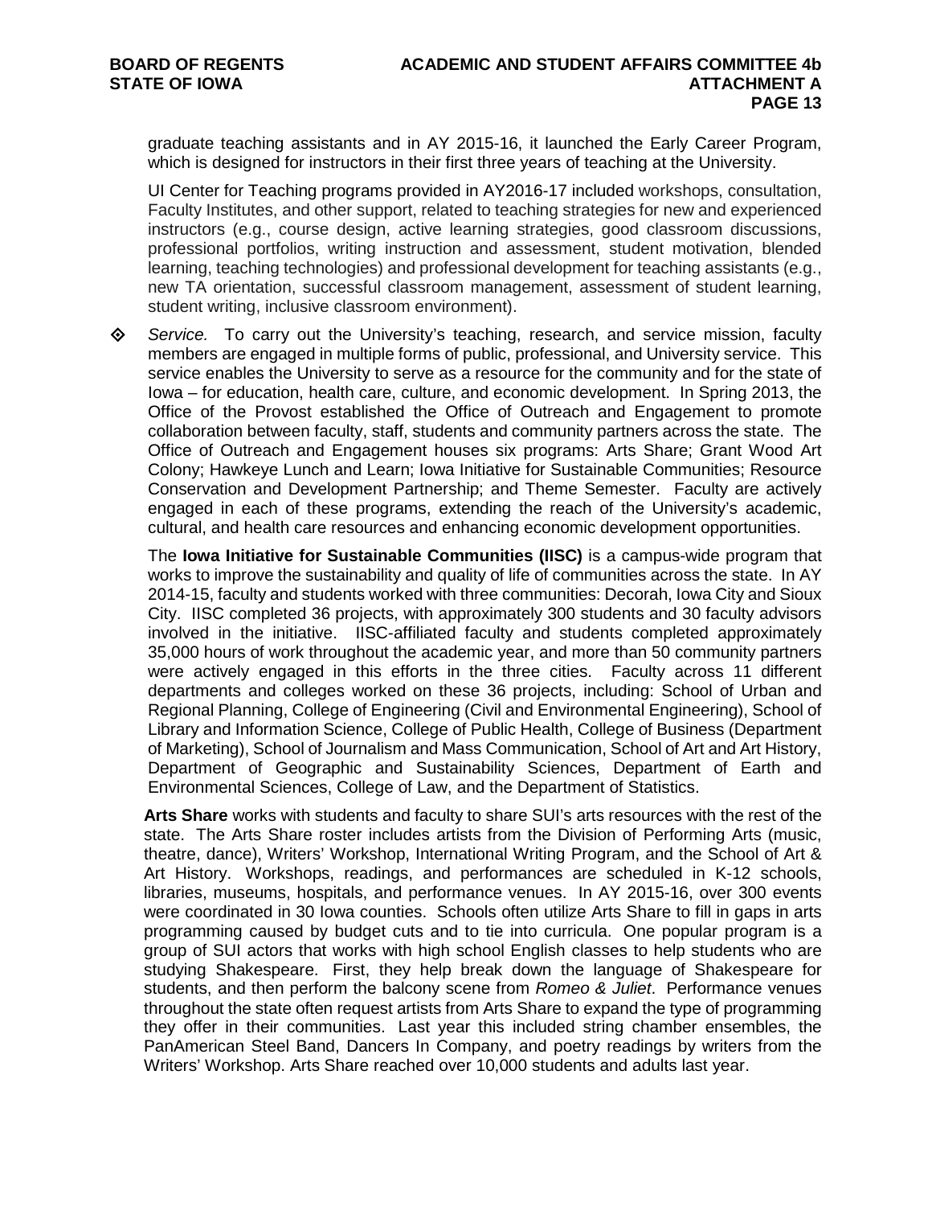graduate teaching assistants and in AY 2015-16, it launched the Early Career Program, which is designed for instructors in their first three years of teaching at the University.

UI Center for Teaching programs provided in AY2016-17 included workshops, consultation, Faculty Institutes, and other support, related to teaching strategies for new and experienced instructors (e.g., course design, active learning strategies, good classroom discussions, professional portfolios, writing instruction and assessment, student motivation, blended learning, teaching technologies) and professional development for teaching assistants (e.g., new TA orientation, successful classroom management, assessment of student learning, student writing, inclusive classroom environment).

- *Service.* To carry out the University's teaching, research, and service mission, faculty members are engaged in multiple forms of public, professional, and University service. This service enables the University to serve as a resource for the community and for the state of Iowa – for education, health care, culture, and economic development. In Spring 2013, the Office of the Provost established the Office of Outreach and Engagement to promote collaboration between faculty, staff, students and community partners across the state. The Office of Outreach and Engagement houses six programs: Arts Share; Grant Wood Art Colony; Hawkeye Lunch and Learn; Iowa Initiative for Sustainable Communities; Resource Conservation and Development Partnership; and Theme Semester. Faculty are actively engaged in each of these programs, extending the reach of the University's academic, cultural, and health care resources and enhancing economic development opportunities.

  The **Iowa Initiative for Sustainable Communities (IISC)** is a campus-wide program that works to improve the sustainability and quality of life of communities across the state. In AY 2014-15, faculty and students worked with three communities: Decorah, Iowa City and Sioux City. IISC completed 36 projects, with approximately 300 students and 30 faculty advisors involved in the initiative. IISC-affiliated faculty and students completed approximately 35,000 hours of work throughout the academic year, and more than 50 community partners were actively engaged in this efforts in the three cities. Faculty across 11 different departments and colleges worked on these 36 projects, including: School of Urban and Regional Planning, College of Engineering (Civil and Environmental Engineering), School of Library and Information Science, College of Public Health, College of Business (Department of Marketing), School of Journalism and Mass Communication, School of Art and Art History, Department of Geographic and Sustainability Sciences, Department of Earth and Environmental Sciences, College of Law, and the Department of Statistics.

  **Arts Share** works with students and faculty to share SUI's arts resources with the rest of the state. The Arts Share roster includes artists from the Division of Performing Arts (music, theatre, dance), Writers' Workshop, International Writing Program, and the School of Art & Art History. Workshops, readings, and performances are scheduled in K-12 schools, libraries, museums, hospitals, and performance venues. In AY 2015-16, over 300 events were coordinated in 30 Iowa counties. Schools often utilize Arts Share to fill in gaps in arts programming caused by budget cuts and to tie into curricula. One popular program is a group of SUI actors that works with high school English classes to help students who are studying Shakespeare. First, they help break down the language of Shakespeare for students, and then perform the balcony scene from *Romeo & Juliet*. Performance venues throughout the state often request artists from Arts Share to expand the type of programming they offer in their communities. Last year this included string chamber ensembles, the PanAmerican Steel Band, Dancers In Company, and poetry readings by writers from the Writers' Workshop. Arts Share reached over 10,000 students and adults last year.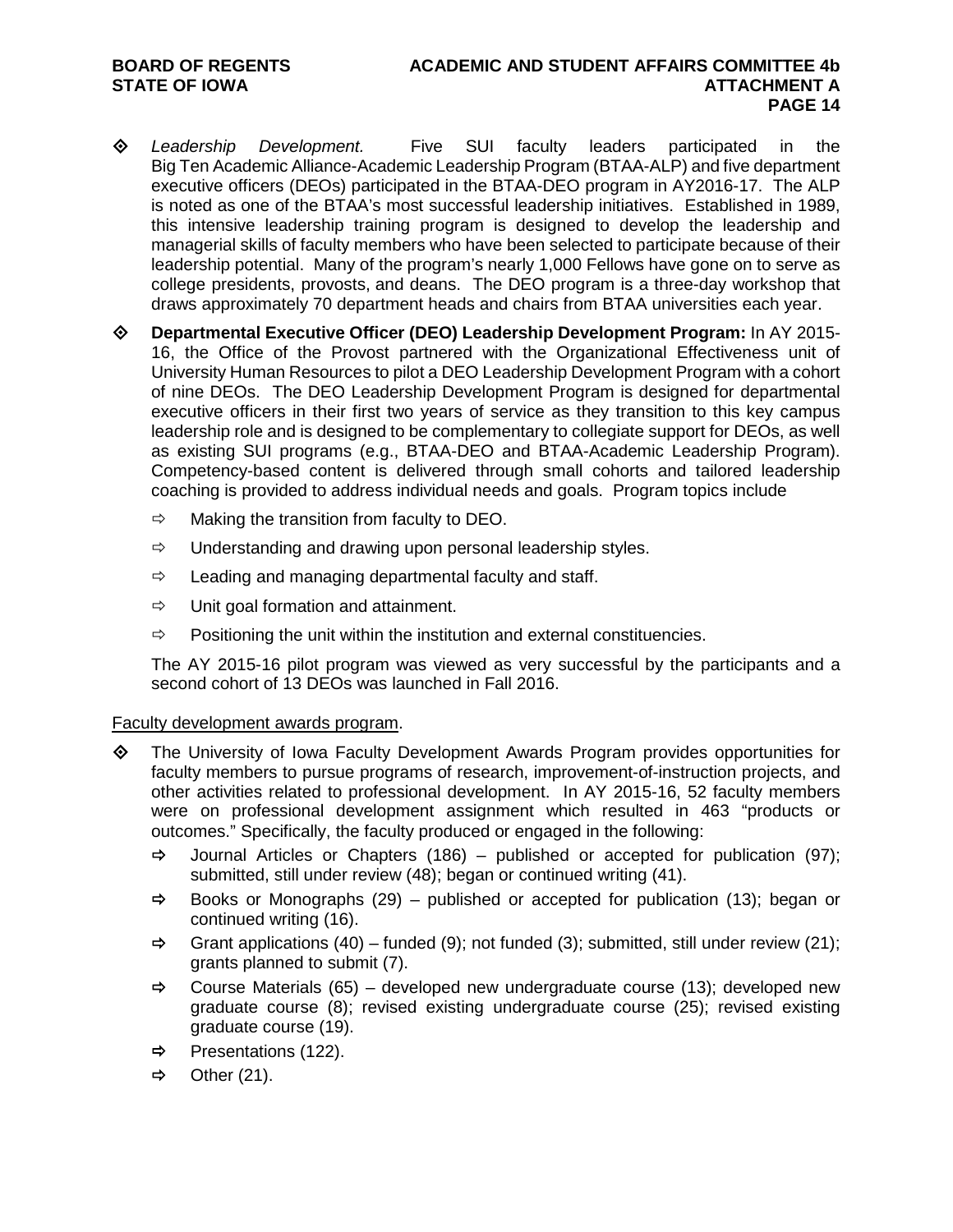- *Leadership Development.* Five SUI faculty leaders participated in the Big Ten Academic Alliance-Academic Leadership Program (BTAA-ALP) and five department executive officers (DEOs) participated in the BTAA-DEO program in AY2016-17. The ALP is noted as one of the BTAA's most successful leadership initiatives. Established in 1989, this intensive leadership training program is designed to develop the leadership and managerial skills of faculty members who have been selected to participate because of their leadership potential. Many of the program's nearly 1,000 Fellows have gone on to serve as college presidents, provosts, and deans. The DEO program is a three-day workshop that draws approximately 70 department heads and chairs from BTAA universities each year.

- **Departmental Executive Officer (DEO) Leadership Development Program:** In AY 2015-16, the Office of the Provost partnered with the Organizational Effectiveness unit of University Human Resources to pilot a DEO Leadership Development Program with a cohort of nine DEOs. The DEO Leadership Development Program is designed for departmental executive officers in their first two years of service as they transition to this key campus leadership role and is designed to be complementary to collegiate support for DEOs, as well as existing SUI programs (e.g., BTAA-DEO and BTAA-Academic Leadership Program). Competency-based content is delivered through small cohorts and tailored leadership coaching is provided to address individual needs and goals. Program topics include
  - Making the transition from faculty to DEO.
  - Understanding and drawing upon personal leadership styles.
  - Leading and managing departmental faculty and staff.
  - Unit goal formation and attainment.
  - Positioning the unit within the institution and external constituencies.

  The AY 2015-16 pilot program was viewed as very successful by the participants and a second cohort of 13 DEOs was launched in Fall 2016.

Faculty development awards program.

- The University of Iowa Faculty Development Awards Program provides opportunities for faculty members to pursue programs of research, improvement-of-instruction projects, and other activities related to professional development. In AY 2015-16, 52 faculty members were on professional development assignment which resulted in 463 "products or outcomes." Specifically, the faculty produced or engaged in the following:
  - Journal Articles or Chapters (186) – published or accepted for publication (97); submitted, still under review (48); began or continued writing (41).
  - Books or Monographs (29) – published or accepted for publication (13); began or continued writing (16).
  - Grant applications (40) – funded (9); not funded (3); submitted, still under review (21); grants planned to submit (7).
  - Course Materials (65) – developed new undergraduate course (13); developed new graduate course (8); revised existing undergraduate course (25); revised existing graduate course (19).
  - Presentations (122).
  - Other (21).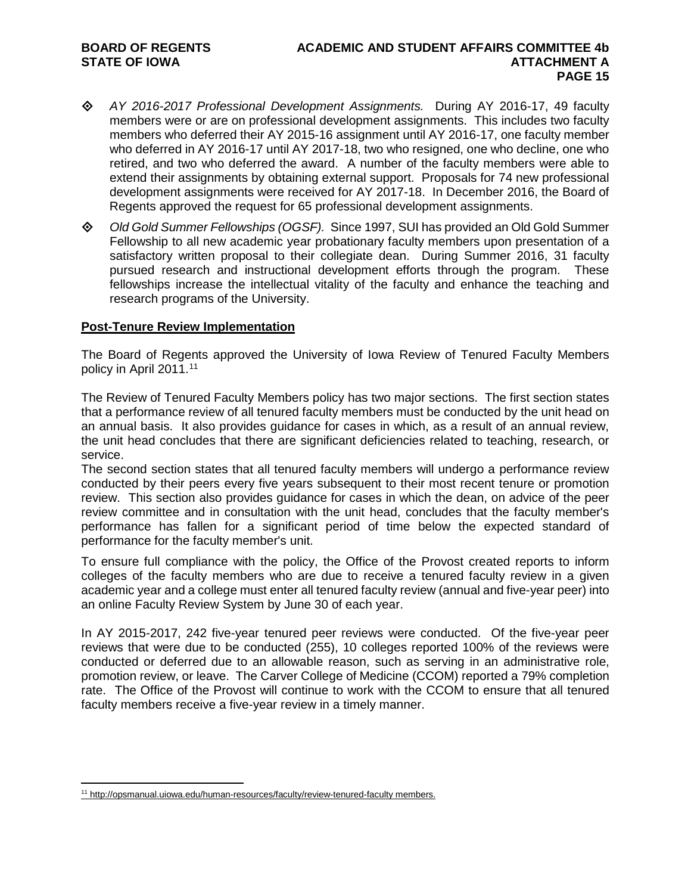- *AY 2016-2017 Professional Development Assignments.* During AY 2016-17, 49 faculty members were or are on professional development assignments. This includes two faculty members who deferred their AY 2015-16 assignment until AY 2016-17, one faculty member who deferred in AY 2016-17 until AY 2017-18, two who resigned, one who decline, one who retired, and two who deferred the award. A number of the faculty members were able to extend their assignments by obtaining external support. Proposals for 74 new professional development assignments were received for AY 2017-18. In December 2016, the Board of Regents approved the request for 65 professional development assignments.

- *Old Gold Summer Fellowships (OGSF).* Since 1997, SUI has provided an Old Gold Summer Fellowship to all new academic year probationary faculty members upon presentation of a satisfactory written proposal to their collegiate dean. During Summer 2016, 31 faculty pursued research and instructional development efforts through the program. These fellowships increase the intellectual vitality of the faculty and enhance the teaching and research programs of the University.

**Post-Tenure Review Implementation**

The Board of Regents approved the University of Iowa Review of Tenured Faculty Members policy in April 2011.[11]

The Review of Tenured Faculty Members policy has two major sections. The first section states that a performance review of all tenured faculty members must be conducted by the unit head on an annual basis. It also provides guidance for cases in which, as a result of an annual review, the unit head concludes that there are significant deficiencies related to teaching, research, or service.

The second section states that all tenured faculty members will undergo a performance review conducted by their peers every five years subsequent to their most recent tenure or promotion review. This section also provides guidance for cases in which the dean, on advice of the peer review committee and in consultation with the unit head, concludes that the faculty member's performance has fallen for a significant period of time below the expected standard of performance for the faculty member's unit.

To ensure full compliance with the policy, the Office of the Provost created reports to inform colleges of the faculty members who are due to receive a tenured faculty review in a given academic year and a college must enter all tenured faculty review (annual and five-year peer) into an online Faculty Review System by June 30 of each year.

In AY 2015-2017, 242 five-year tenured peer reviews were conducted. Of the five-year peer reviews that were due to be conducted (255), 10 colleges reported 100% of the reviews were conducted or deferred due to an allowable reason, such as serving in an administrative role, promotion review, or leave. The Carver College of Medicine (CCOM) reported a 79% completion rate. The Office of the Provost will continue to work with the CCOM to ensure that all tenured faculty members receive a five-year review in a timely manner.

---

[11] http://opsmanual.uiowa.edu/human-resources/faculty/review-tenured-faculty members.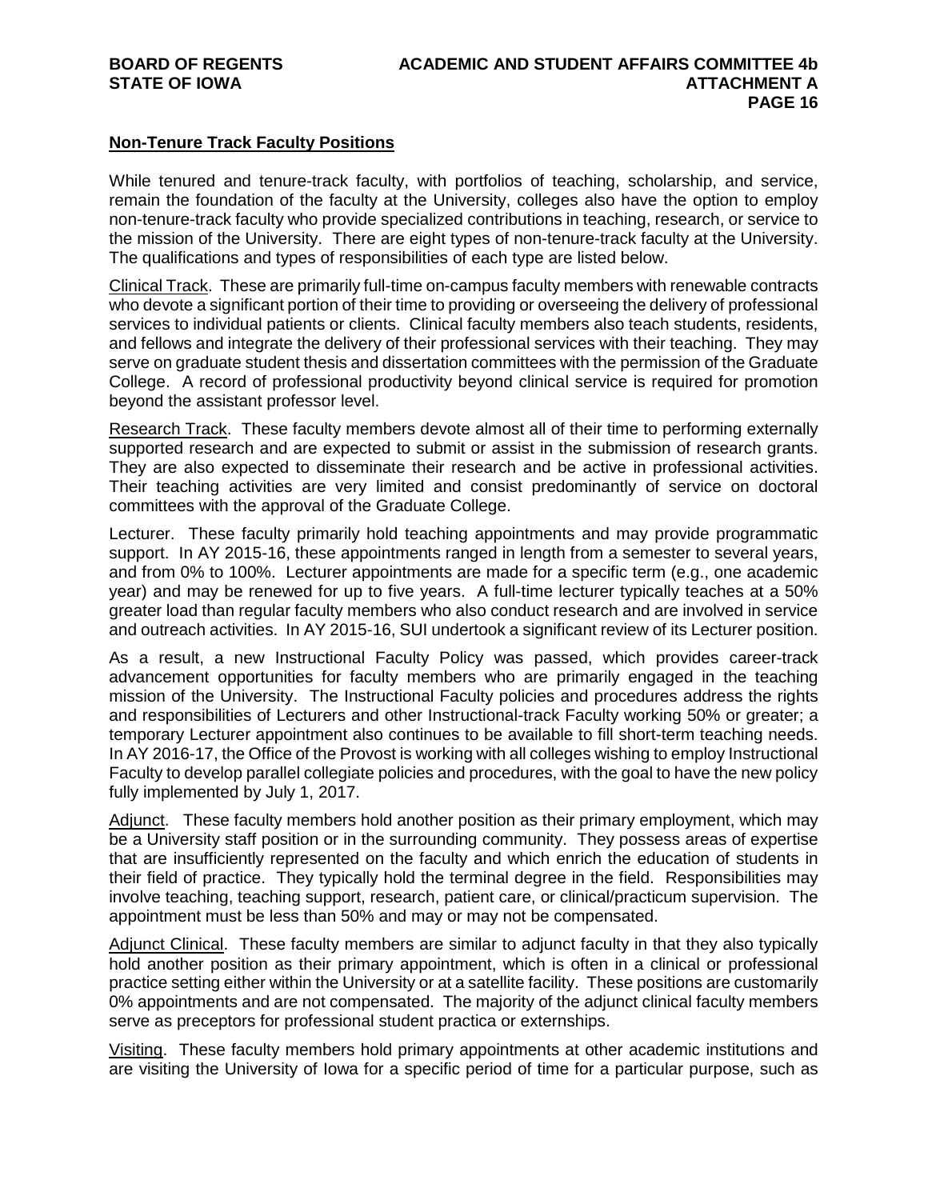## Non-Tenure Track Faculty Positions

While tenured and tenure-track faculty, with portfolios of teaching, scholarship, and service, remain the foundation of the faculty at the University, colleges also have the option to employ non-tenure-track faculty who provide specialized contributions in teaching, research, or service to the mission of the University. There are eight types of non-tenure-track faculty at the University. The qualifications and types of responsibilities of each type are listed below.

Clinical Track. These are primarily full-time on-campus faculty members with renewable contracts who devote a significant portion of their time to providing or overseeing the delivery of professional services to individual patients or clients. Clinical faculty members also teach students, residents, and fellows and integrate the delivery of their professional services with their teaching. They may serve on graduate student thesis and dissertation committees with the permission of the Graduate College. A record of professional productivity beyond clinical service is required for promotion beyond the assistant professor level.

Research Track. These faculty members devote almost all of their time to performing externally supported research and are expected to submit or assist in the submission of research grants. They are also expected to disseminate their research and be active in professional activities. Their teaching activities are very limited and consist predominantly of service on doctoral committees with the approval of the Graduate College.

Lecturer. These faculty primarily hold teaching appointments and may provide programmatic support. In AY 2015-16, these appointments ranged in length from a semester to several years, and from 0% to 100%. Lecturer appointments are made for a specific term (e.g., one academic year) and may be renewed for up to five years. A full-time lecturer typically teaches at a 50% greater load than regular faculty members who also conduct research and are involved in service and outreach activities. In AY 2015-16, SUI undertook a significant review of its Lecturer position.

As a result, a new Instructional Faculty Policy was passed, which provides career-track advancement opportunities for faculty members who are primarily engaged in the teaching mission of the University. The Instructional Faculty policies and procedures address the rights and responsibilities of Lecturers and other Instructional-track Faculty working 50% or greater; a temporary Lecturer appointment also continues to be available to fill short-term teaching needs. In AY 2016-17, the Office of the Provost is working with all colleges wishing to employ Instructional Faculty to develop parallel collegiate policies and procedures, with the goal to have the new policy fully implemented by July 1, 2017.

Adjunct. These faculty members hold another position as their primary employment, which may be a University staff position or in the surrounding community. They possess areas of expertise that are insufficiently represented on the faculty and which enrich the education of students in their field of practice. They typically hold the terminal degree in the field. Responsibilities may involve teaching, teaching support, research, patient care, or clinical/practicum supervision. The appointment must be less than 50% and may or may not be compensated.

Adjunct Clinical. These faculty members are similar to adjunct faculty in that they also typically hold another position as their primary appointment, which is often in a clinical or professional practice setting either within the University or at a satellite facility. These positions are customarily 0% appointments and are not compensated. The majority of the adjunct clinical faculty members serve as preceptors for professional student practica or externships.

Visiting. These faculty members hold primary appointments at other academic institutions and are visiting the University of Iowa for a specific period of time for a particular purpose, such as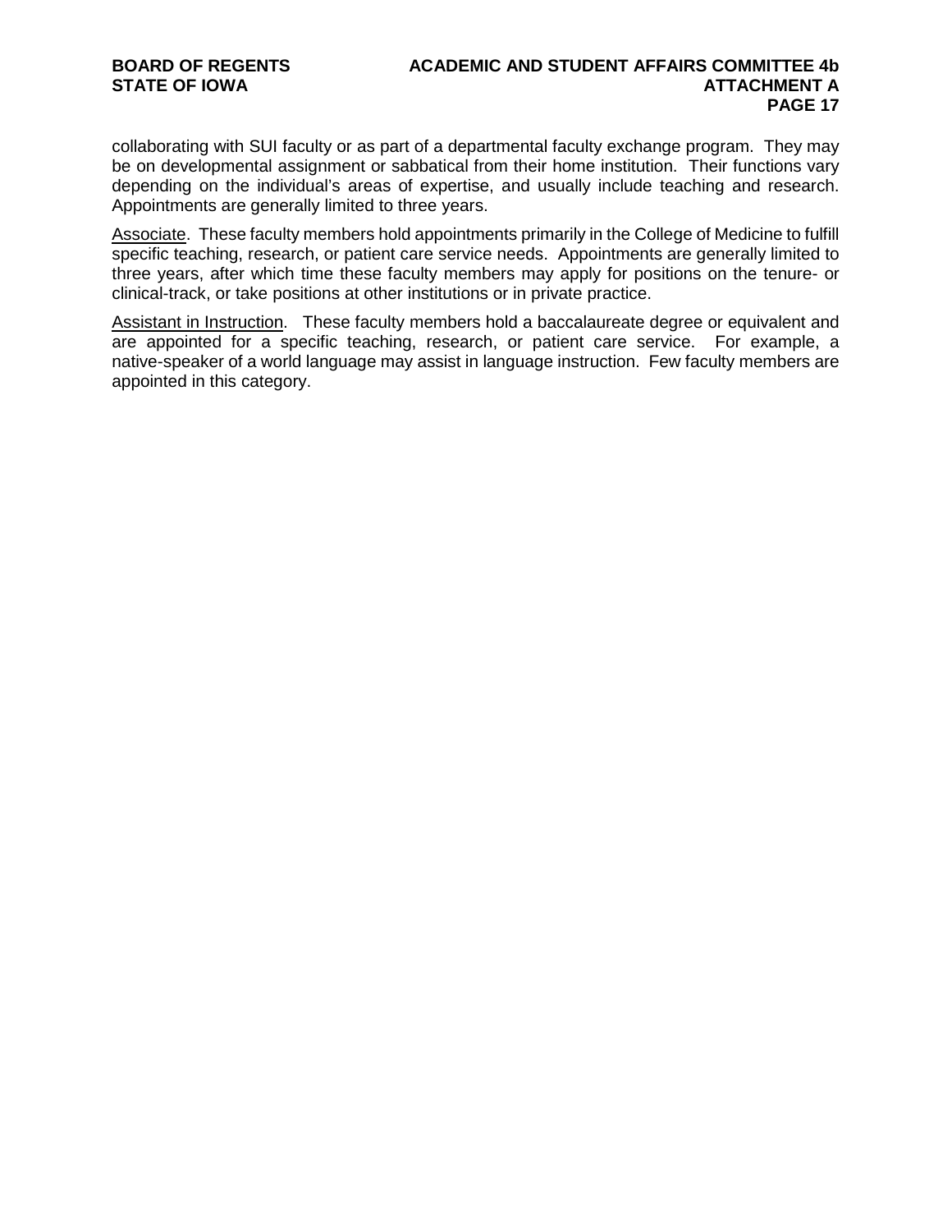collaborating with SUI faculty or as part of a departmental faculty exchange program. They may be on developmental assignment or sabbatical from their home institution. Their functions vary depending on the individual's areas of expertise, and usually include teaching and research. Appointments are generally limited to three years.

<u>Associate</u>. These faculty members hold appointments primarily in the College of Medicine to fulfill specific teaching, research, or patient care service needs. Appointments are generally limited to three years, after which time these faculty members may apply for positions on the tenure- or clinical-track, or take positions at other institutions or in private practice.

<u>Assistant in Instruction</u>. These faculty members hold a baccalaureate degree or equivalent and are appointed for a specific teaching, research, or patient care service. For example, a native-speaker of a world language may assist in language instruction. Few faculty members are appointed in this category.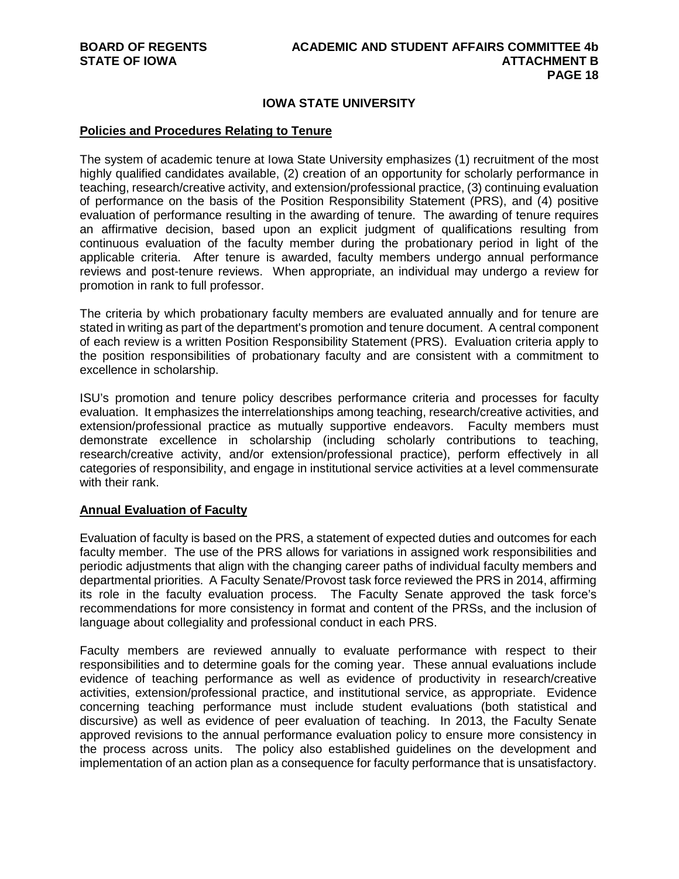## IOWA STATE UNIVERSITY

### Policies and Procedures Relating to Tenure

The system of academic tenure at Iowa State University emphasizes (1) recruitment of the most highly qualified candidates available, (2) creation of an opportunity for scholarly performance in teaching, research/creative activity, and extension/professional practice, (3) continuing evaluation of performance on the basis of the Position Responsibility Statement (PRS), and (4) positive evaluation of performance resulting in the awarding of tenure. The awarding of tenure requires an affirmative decision, based upon an explicit judgment of qualifications resulting from continuous evaluation of the faculty member during the probationary period in light of the applicable criteria. After tenure is awarded, faculty members undergo annual performance reviews and post-tenure reviews. When appropriate, an individual may undergo a review for promotion in rank to full professor.

The criteria by which probationary faculty members are evaluated annually and for tenure are stated in writing as part of the department's promotion and tenure document. A central component of each review is a written Position Responsibility Statement (PRS). Evaluation criteria apply to the position responsibilities of probationary faculty and are consistent with a commitment to excellence in scholarship.

ISU's promotion and tenure policy describes performance criteria and processes for faculty evaluation. It emphasizes the interrelationships among teaching, research/creative activities, and extension/professional practice as mutually supportive endeavors. Faculty members must demonstrate excellence in scholarship (including scholarly contributions to teaching, research/creative activity, and/or extension/professional practice), perform effectively in all categories of responsibility, and engage in institutional service activities at a level commensurate with their rank.

### Annual Evaluation of Faculty

Evaluation of faculty is based on the PRS, a statement of expected duties and outcomes for each faculty member. The use of the PRS allows for variations in assigned work responsibilities and periodic adjustments that align with the changing career paths of individual faculty members and departmental priorities. A Faculty Senate/Provost task force reviewed the PRS in 2014, affirming its role in the faculty evaluation process. The Faculty Senate approved the task force's recommendations for more consistency in format and content of the PRSs, and the inclusion of language about collegiality and professional conduct in each PRS.

Faculty members are reviewed annually to evaluate performance with respect to their responsibilities and to determine goals for the coming year. These annual evaluations include evidence of teaching performance as well as evidence of productivity in research/creative activities, extension/professional practice, and institutional service, as appropriate. Evidence concerning teaching performance must include student evaluations (both statistical and discursive) as well as evidence of peer evaluation of teaching. In 2013, the Faculty Senate approved revisions to the annual performance evaluation policy to ensure more consistency in the process across units. The policy also established guidelines on the development and implementation of an action plan as a consequence for faculty performance that is unsatisfactory.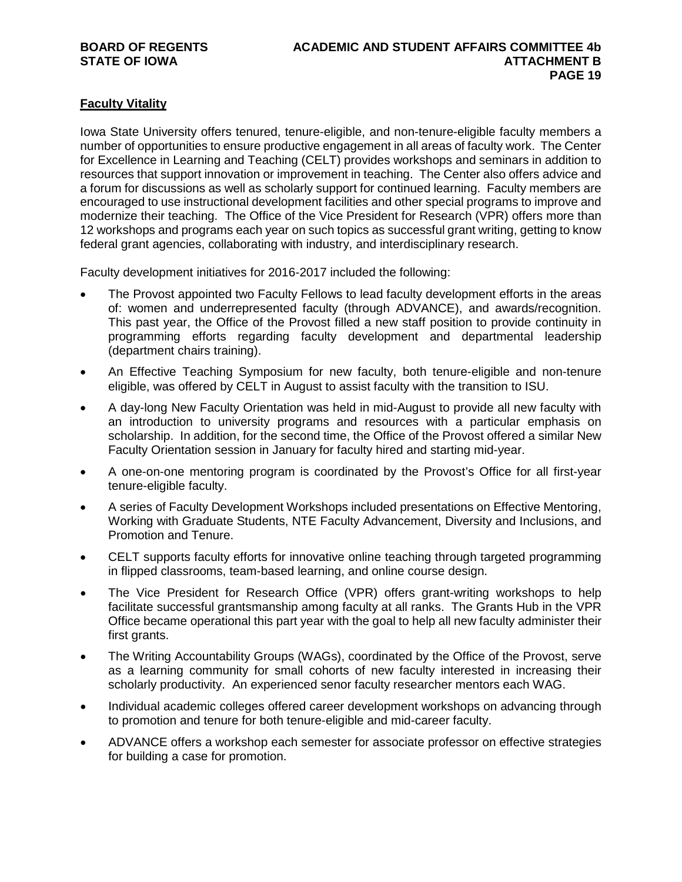## Faculty Vitality

Iowa State University offers tenured, tenure-eligible, and non-tenure-eligible faculty members a number of opportunities to ensure productive engagement in all areas of faculty work. The Center for Excellence in Learning and Teaching (CELT) provides workshops and seminars in addition to resources that support innovation or improvement in teaching. The Center also offers advice and a forum for discussions as well as scholarly support for continued learning. Faculty members are encouraged to use instructional development facilities and other special programs to improve and modernize their teaching. The Office of the Vice President for Research (VPR) offers more than 12 workshops and programs each year on such topics as successful grant writing, getting to know federal grant agencies, collaborating with industry, and interdisciplinary research.

Faculty development initiatives for 2016-2017 included the following:

- The Provost appointed two Faculty Fellows to lead faculty development efforts in the areas of: women and underrepresented faculty (through ADVANCE), and awards/recognition. This past year, the Office of the Provost filled a new staff position to provide continuity in programming efforts regarding faculty development and departmental leadership (department chairs training).
- An Effective Teaching Symposium for new faculty, both tenure-eligible and non-tenure eligible, was offered by CELT in August to assist faculty with the transition to ISU.
- A day-long New Faculty Orientation was held in mid-August to provide all new faculty with an introduction to university programs and resources with a particular emphasis on scholarship. In addition, for the second time, the Office of the Provost offered a similar New Faculty Orientation session in January for faculty hired and starting mid-year.
- A one-on-one mentoring program is coordinated by the Provost's Office for all first-year tenure-eligible faculty.
- A series of Faculty Development Workshops included presentations on Effective Mentoring, Working with Graduate Students, NTE Faculty Advancement, Diversity and Inclusions, and Promotion and Tenure.
- CELT supports faculty efforts for innovative online teaching through targeted programming in flipped classrooms, team-based learning, and online course design.
- The Vice President for Research Office (VPR) offers grant-writing workshops to help facilitate successful grantsmanship among faculty at all ranks. The Grants Hub in the VPR Office became operational this part year with the goal to help all new faculty administer their first grants.
- The Writing Accountability Groups (WAGs), coordinated by the Office of the Provost, serve as a learning community for small cohorts of new faculty interested in increasing their scholarly productivity. An experienced senor faculty researcher mentors each WAG.
- Individual academic colleges offered career development workshops on advancing through to promotion and tenure for both tenure-eligible and mid-career faculty.
- ADVANCE offers a workshop each semester for associate professor on effective strategies for building a case for promotion.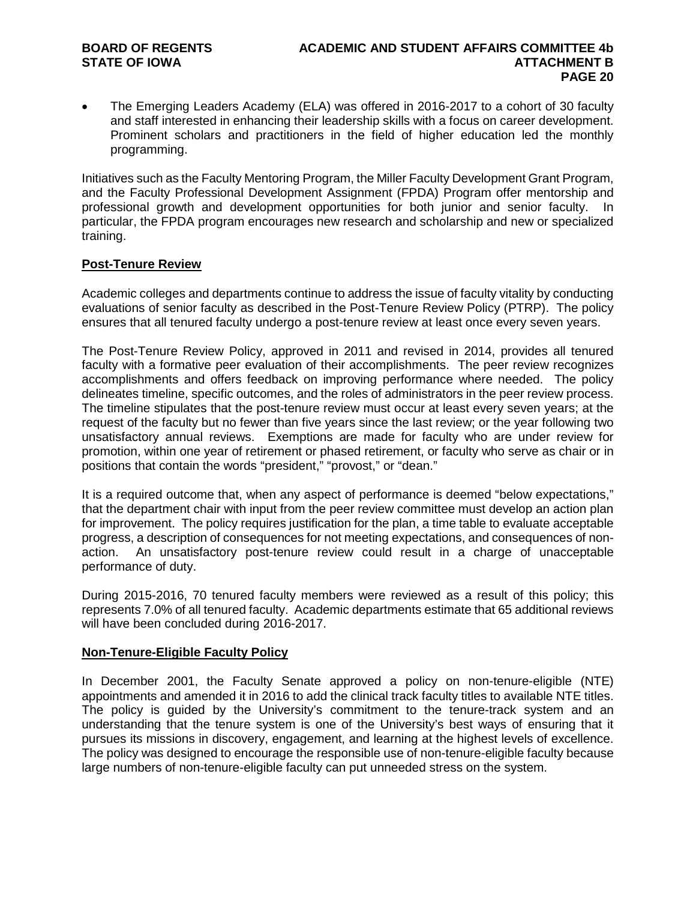- The Emerging Leaders Academy (ELA) was offered in 2016-2017 to a cohort of 30 faculty and staff interested in enhancing their leadership skills with a focus on career development. Prominent scholars and practitioners in the field of higher education led the monthly programming.

Initiatives such as the Faculty Mentoring Program, the Miller Faculty Development Grant Program, and the Faculty Professional Development Assignment (FPDA) Program offer mentorship and professional growth and development opportunities for both junior and senior faculty. In particular, the FPDA program encourages new research and scholarship and new or specialized training.

## Post-Tenure Review

Academic colleges and departments continue to address the issue of faculty vitality by conducting evaluations of senior faculty as described in the Post-Tenure Review Policy (PTRP). The policy ensures that all tenured faculty undergo a post-tenure review at least once every seven years.

The Post-Tenure Review Policy, approved in 2011 and revised in 2014, provides all tenured faculty with a formative peer evaluation of their accomplishments. The peer review recognizes accomplishments and offers feedback on improving performance where needed. The policy delineates timeline, specific outcomes, and the roles of administrators in the peer review process. The timeline stipulates that the post-tenure review must occur at least every seven years; at the request of the faculty but no fewer than five years since the last review; or the year following two unsatisfactory annual reviews. Exemptions are made for faculty who are under review for promotion, within one year of retirement or phased retirement, or faculty who serve as chair or in positions that contain the words "president," "provost," or "dean."

It is a required outcome that, when any aspect of performance is deemed "below expectations," that the department chair with input from the peer review committee must develop an action plan for improvement. The policy requires justification for the plan, a time table to evaluate acceptable progress, a description of consequences for not meeting expectations, and consequences of non-action. An unsatisfactory post-tenure review could result in a charge of unacceptable performance of duty.

During 2015-2016, 70 tenured faculty members were reviewed as a result of this policy; this represents 7.0% of all tenured faculty. Academic departments estimate that 65 additional reviews will have been concluded during 2016-2017.

## Non-Tenure-Eligible Faculty Policy

In December 2001, the Faculty Senate approved a policy on non-tenure-eligible (NTE) appointments and amended it in 2016 to add the clinical track faculty titles to available NTE titles. The policy is guided by the University's commitment to the tenure-track system and an understanding that the tenure system is one of the University's best ways of ensuring that it pursues its missions in discovery, engagement, and learning at the highest levels of excellence. The policy was designed to encourage the responsible use of non-tenure-eligible faculty because large numbers of non-tenure-eligible faculty can put unneeded stress on the system.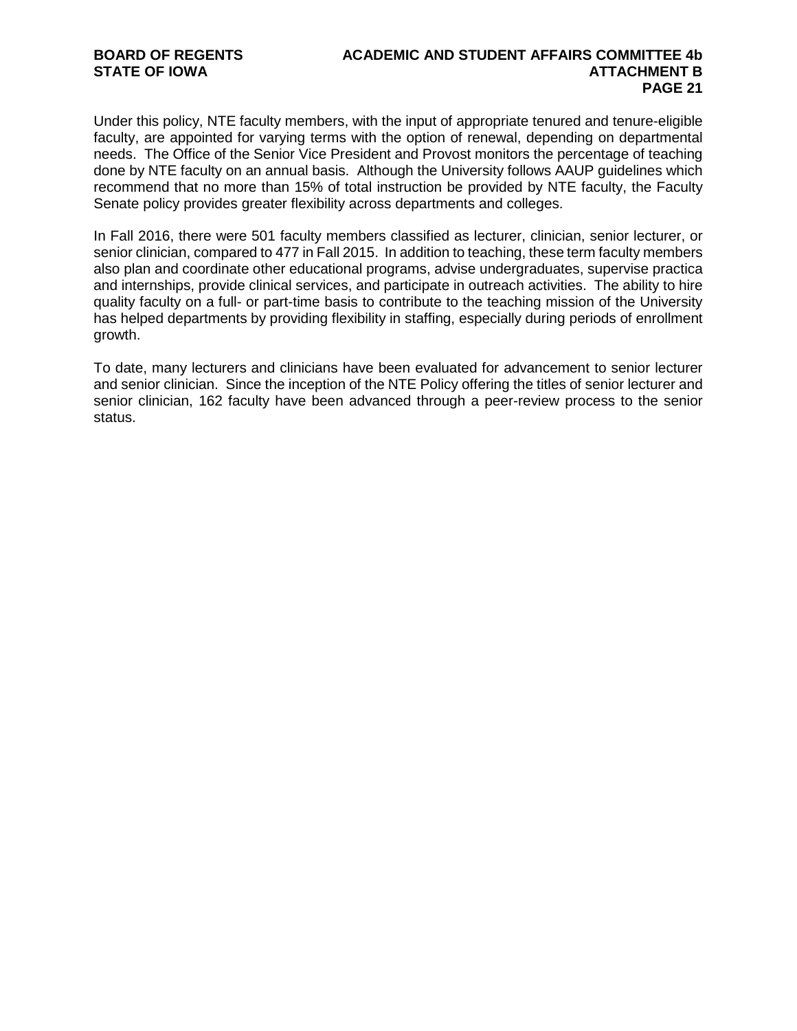Under this policy, NTE faculty members, with the input of appropriate tenured and tenure-eligible faculty, are appointed for varying terms with the option of renewal, depending on departmental needs. The Office of the Senior Vice President and Provost monitors the percentage of teaching done by NTE faculty on an annual basis. Although the University follows AAUP guidelines which recommend that no more than 15% of total instruction be provided by NTE faculty, the Faculty Senate policy provides greater flexibility across departments and colleges.

In Fall 2016, there were 501 faculty members classified as lecturer, clinician, senior lecturer, or senior clinician, compared to 477 in Fall 2015. In addition to teaching, these term faculty members also plan and coordinate other educational programs, advise undergraduates, supervise practica and internships, provide clinical services, and participate in outreach activities. The ability to hire quality faculty on a full- or part-time basis to contribute to the teaching mission of the University has helped departments by providing flexibility in staffing, especially during periods of enrollment growth.

To date, many lecturers and clinicians have been evaluated for advancement to senior lecturer and senior clinician. Since the inception of the NTE Policy offering the titles of senior lecturer and senior clinician, 162 faculty have been advanced through a peer-review process to the senior status.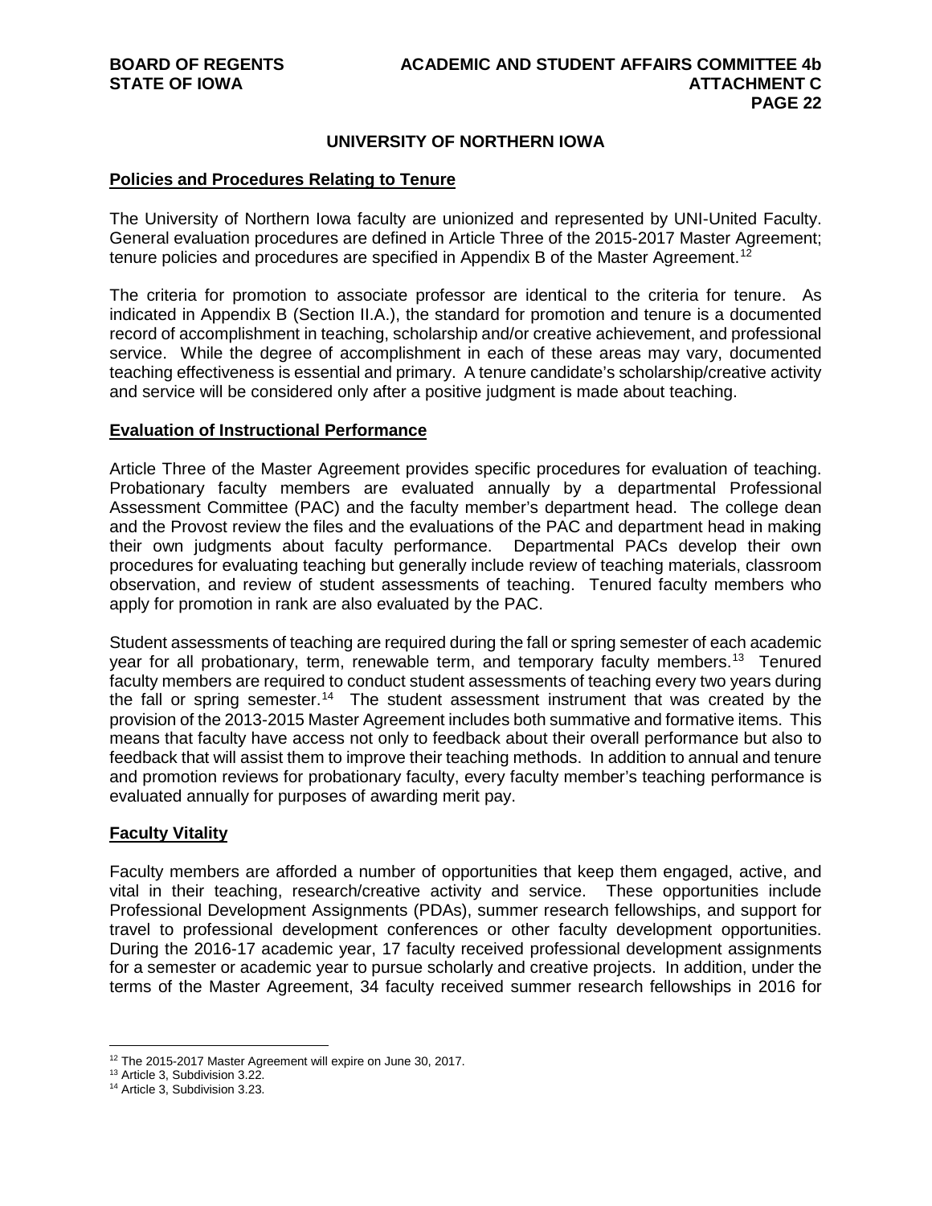## UNIVERSITY OF NORTHERN IOWA

### Policies and Procedures Relating to Tenure

The University of Northern Iowa faculty are unionized and represented by UNI-United Faculty. General evaluation procedures are defined in Article Three of the 2015-2017 Master Agreement; tenure policies and procedures are specified in Appendix B of the Master Agreement.[12]

The criteria for promotion to associate professor are identical to the criteria for tenure. As indicated in Appendix B (Section II.A.), the standard for promotion and tenure is a documented record of accomplishment in teaching, scholarship and/or creative achievement, and professional service. While the degree of accomplishment in each of these areas may vary, documented teaching effectiveness is essential and primary. A tenure candidate's scholarship/creative activity and service will be considered only after a positive judgment is made about teaching.

### Evaluation of Instructional Performance

Article Three of the Master Agreement provides specific procedures for evaluation of teaching. Probationary faculty members are evaluated annually by a departmental Professional Assessment Committee (PAC) and the faculty member's department head. The college dean and the Provost review the files and the evaluations of the PAC and department head in making their own judgments about faculty performance. Departmental PACs develop their own procedures for evaluating teaching but generally include review of teaching materials, classroom observation, and review of student assessments of teaching. Tenured faculty members who apply for promotion in rank are also evaluated by the PAC.

Student assessments of teaching are required during the fall or spring semester of each academic year for all probationary, term, renewable term, and temporary faculty members.[13] Tenured faculty members are required to conduct student assessments of teaching every two years during the fall or spring semester.[14] The student assessment instrument that was created by the provision of the 2013-2015 Master Agreement includes both summative and formative items. This means that faculty have access not only to feedback about their overall performance but also to feedback that will assist them to improve their teaching methods. In addition to annual and tenure and promotion reviews for probationary faculty, every faculty member's teaching performance is evaluated annually for purposes of awarding merit pay.

### Faculty Vitality

Faculty members are afforded a number of opportunities that keep them engaged, active, and vital in their teaching, research/creative activity and service. These opportunities include Professional Development Assignments (PDAs), summer research fellowships, and support for travel to professional development conferences or other faculty development opportunities. During the 2016-17 academic year, 17 faculty received professional development assignments for a semester or academic year to pursue scholarly and creative projects. In addition, under the terms of the Master Agreement, 34 faculty received summer research fellowships in 2016 for

---

[12] The 2015-2017 Master Agreement will expire on June 30, 2017.

[13] Article 3, Subdivision 3.22.

[14] Article 3, Subdivision 3.23.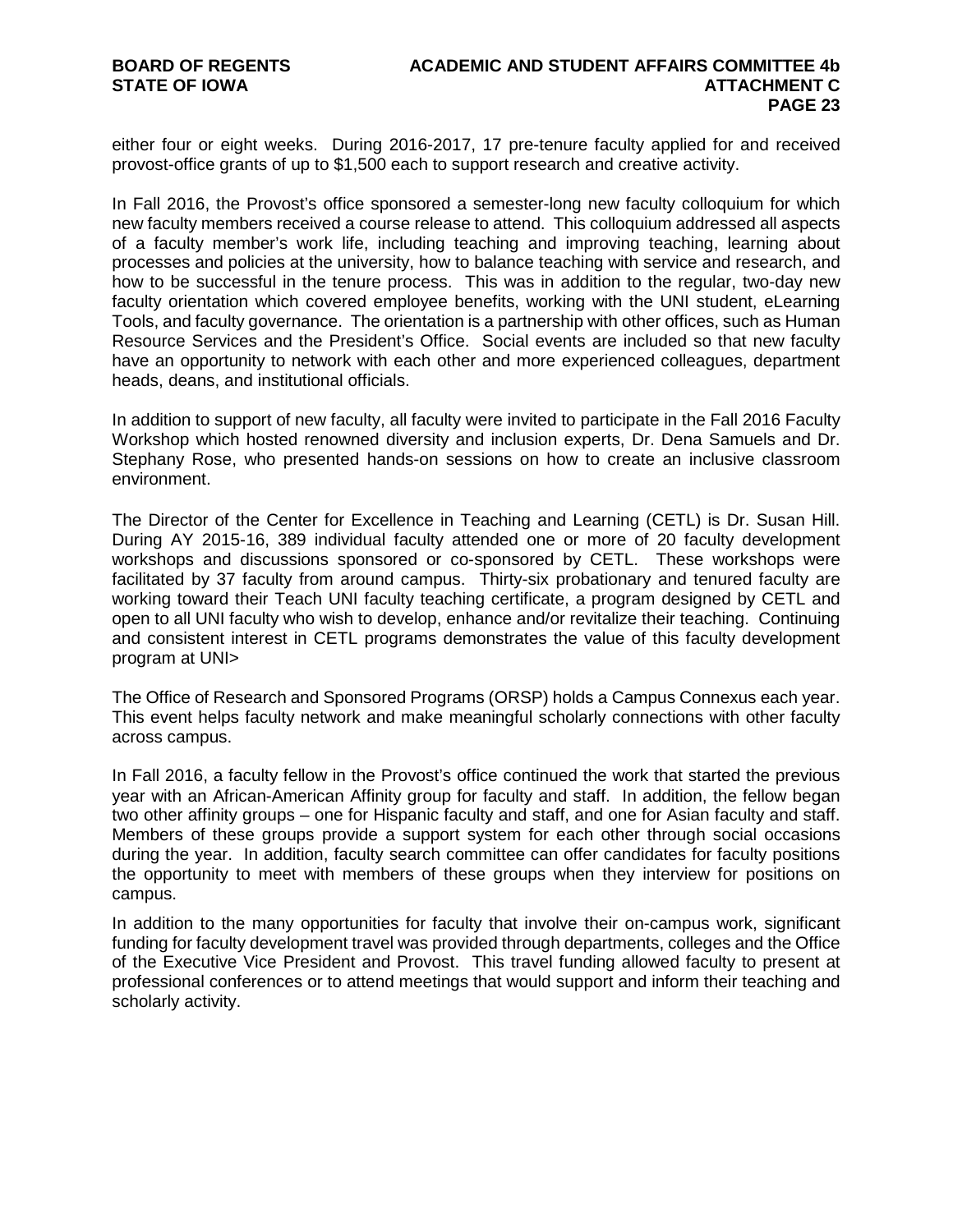either four or eight weeks. During 2016-2017, 17 pre-tenure faculty applied for and received provost-office grants of up to $1,500 each to support research and creative activity.

In Fall 2016, the Provost's office sponsored a semester-long new faculty colloquium for which new faculty members received a course release to attend. This colloquium addressed all aspects of a faculty member's work life, including teaching and improving teaching, learning about processes and policies at the university, how to balance teaching with service and research, and how to be successful in the tenure process. This was in addition to the regular, two-day new faculty orientation which covered employee benefits, working with the UNI student, eLearning Tools, and faculty governance. The orientation is a partnership with other offices, such as Human Resource Services and the President's Office. Social events are included so that new faculty have an opportunity to network with each other and more experienced colleagues, department heads, deans, and institutional officials.

In addition to support of new faculty, all faculty were invited to participate in the Fall 2016 Faculty Workshop which hosted renowned diversity and inclusion experts, Dr. Dena Samuels and Dr. Stephany Rose, who presented hands-on sessions on how to create an inclusive classroom environment.

The Director of the Center for Excellence in Teaching and Learning (CETL) is Dr. Susan Hill. During AY 2015-16, 389 individual faculty attended one or more of 20 faculty development workshops and discussions sponsored or co-sponsored by CETL. These workshops were facilitated by 37 faculty from around campus. Thirty-six probationary and tenured faculty are working toward their Teach UNI faculty teaching certificate, a program designed by CETL and open to all UNI faculty who wish to develop, enhance and/or revitalize their teaching. Continuing and consistent interest in CETL programs demonstrates the value of this faculty development program at UNI>

The Office of Research and Sponsored Programs (ORSP) holds a Campus Connexus each year. This event helps faculty network and make meaningful scholarly connections with other faculty across campus.

In Fall 2016, a faculty fellow in the Provost's office continued the work that started the previous year with an African-American Affinity group for faculty and staff. In addition, the fellow began two other affinity groups – one for Hispanic faculty and staff, and one for Asian faculty and staff. Members of these groups provide a support system for each other through social occasions during the year. In addition, faculty search committee can offer candidates for faculty positions the opportunity to meet with members of these groups when they interview for positions on campus.

In addition to the many opportunities for faculty that involve their on-campus work, significant funding for faculty development travel was provided through departments, colleges and the Office of the Executive Vice President and Provost. This travel funding allowed faculty to present at professional conferences or to attend meetings that would support and inform their teaching and scholarly activity.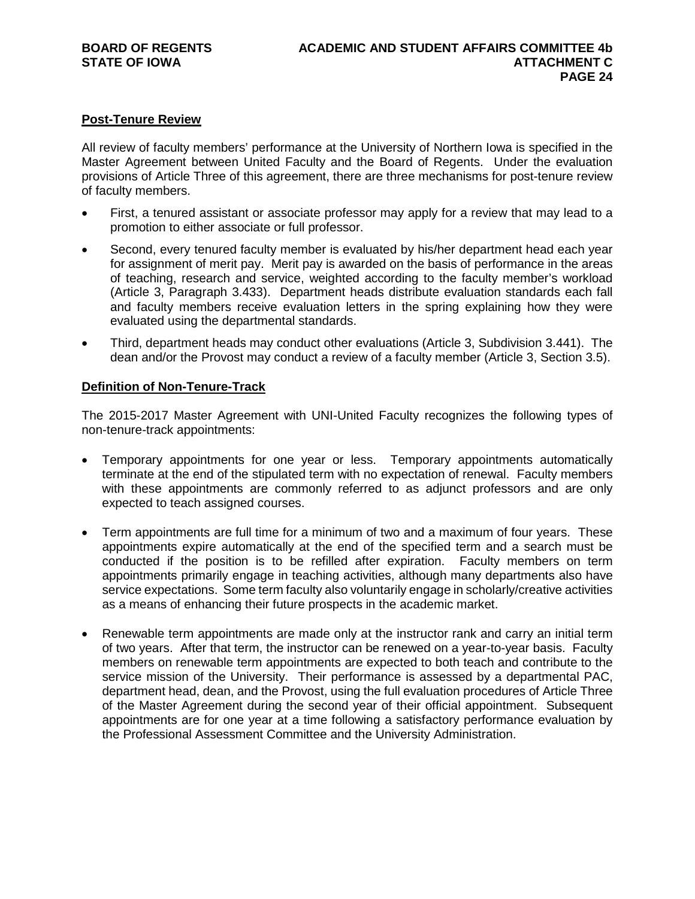## Post-Tenure Review

All review of faculty members' performance at the University of Northern Iowa is specified in the Master Agreement between United Faculty and the Board of Regents. Under the evaluation provisions of Article Three of this agreement, there are three mechanisms for post-tenure review of faculty members.

- First, a tenured assistant or associate professor may apply for a review that may lead to a promotion to either associate or full professor.
- Second, every tenured faculty member is evaluated by his/her department head each year for assignment of merit pay. Merit pay is awarded on the basis of performance in the areas of teaching, research and service, weighted according to the faculty member's workload (Article 3, Paragraph 3.433). Department heads distribute evaluation standards each fall and faculty members receive evaluation letters in the spring explaining how they were evaluated using the departmental standards.
- Third, department heads may conduct other evaluations (Article 3, Subdivision 3.441). The dean and/or the Provost may conduct a review of a faculty member (Article 3, Section 3.5).

## Definition of Non-Tenure-Track

The 2015-2017 Master Agreement with UNI-United Faculty recognizes the following types of non-tenure-track appointments:

- Temporary appointments for one year or less. Temporary appointments automatically terminate at the end of the stipulated term with no expectation of renewal. Faculty members with these appointments are commonly referred to as adjunct professors and are only expected to teach assigned courses.
- Term appointments are full time for a minimum of two and a maximum of four years. These appointments expire automatically at the end of the specified term and a search must be conducted if the position is to be refilled after expiration. Faculty members on term appointments primarily engage in teaching activities, although many departments also have service expectations. Some term faculty also voluntarily engage in scholarly/creative activities as a means of enhancing their future prospects in the academic market.
- Renewable term appointments are made only at the instructor rank and carry an initial term of two years. After that term, the instructor can be renewed on a year-to-year basis. Faculty members on renewable term appointments are expected to both teach and contribute to the service mission of the University. Their performance is assessed by a departmental PAC, department head, dean, and the Provost, using the full evaluation procedures of Article Three of the Master Agreement during the second year of their official appointment. Subsequent appointments are for one year at a time following a satisfactory performance evaluation by the Professional Assessment Committee and the University Administration.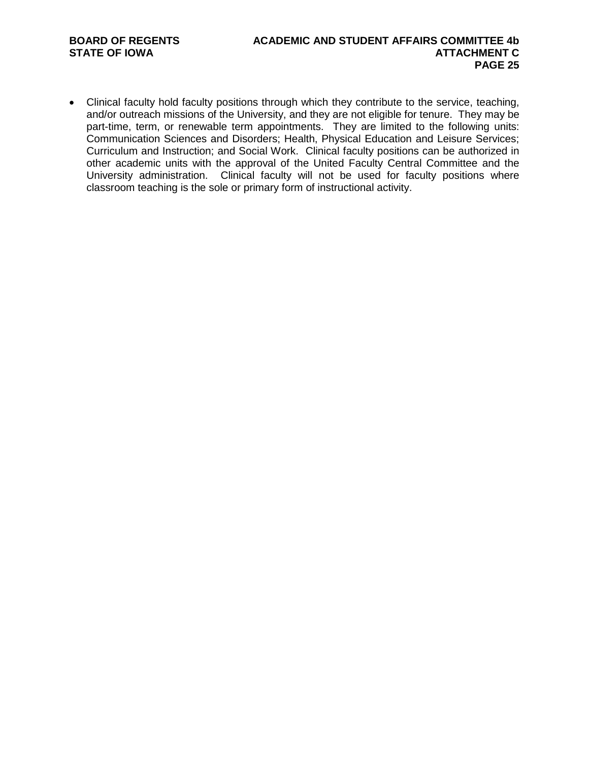- Clinical faculty hold faculty positions through which they contribute to the service, teaching, and/or outreach missions of the University, and they are not eligible for tenure. They may be part-time, term, or renewable term appointments. They are limited to the following units: Communication Sciences and Disorders; Health, Physical Education and Leisure Services; Curriculum and Instruction; and Social Work. Clinical faculty positions can be authorized in other academic units with the approval of the United Faculty Central Committee and the University administration. Clinical faculty will not be used for faculty positions where classroom teaching is the sole or primary form of instructional activity.